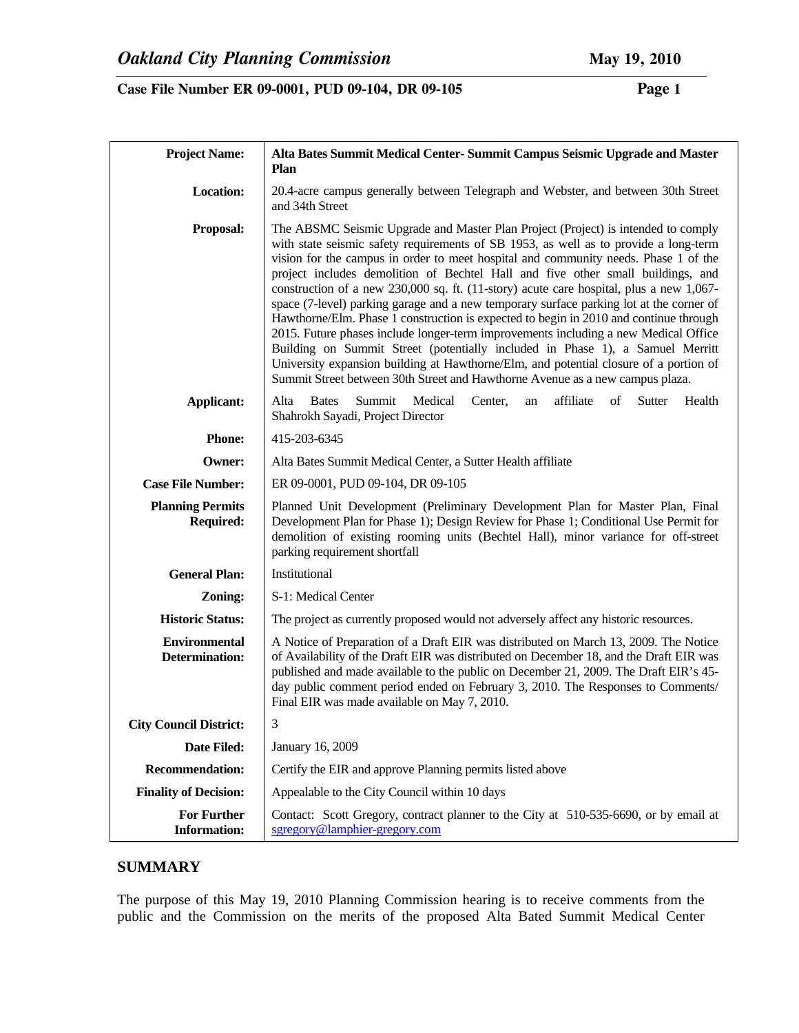| | |
|---|---|
| **Project Name:** | **Alta Bates Summit Medical Center- Summit Campus Seismic Upgrade and Master Plan** |
| **Location:** | 20.4-acre campus generally between Telegraph and Webster, and between 30th Street and 34th Street |
| **Proposal:** | The ABSMC Seismic Upgrade and Master Plan Project (Project) is intended to comply with state seismic safety requirements of SB 1953, as well as to provide a long-term vision for the campus in order to meet hospital and community needs. Phase 1 of the project includes demolition of Bechtel Hall and five other small buildings, and construction of a new 230,000 sq. ft. (11-story) acute care hospital, plus a new 1,067-space (7-level) parking garage and a new temporary surface parking lot at the corner of Hawthorne/Elm. Phase 1 construction is expected to begin in 2010 and continue through 2015. Future phases include longer-term improvements including a new Medical Office Building on Summit Street (potentially included in Phase 1), a Samuel Merritt University expansion building at Hawthorne/Elm, and potential closure of a portion of Summit Street between 30th Street and Hawthorne Avenue as a new campus plaza. |
| **Applicant:** | Alta Bates Summit Medical Center, an affiliate of Sutter Health Shahrokh Sayadi, Project Director |
| **Phone:** | 415-203-6345 |
| **Owner:** | Alta Bates Summit Medical Center, a Sutter Health affiliate |
| **Case File Number:** | ER 09-0001, PUD 09-104, DR 09-105 |
| **Planning Permits Required:** | Planned Unit Development (Preliminary Development Plan for Master Plan, Final Development Plan for Phase 1); Design Review for Phase 1; Conditional Use Permit for demolition of existing rooming units (Bechtel Hall), minor variance for off-street parking requirement shortfall |
| **General Plan:** | Institutional |
| **Zoning:** | S-1: Medical Center |
| **Historic Status:** | The project as currently proposed would not adversely affect any historic resources. |
| **Environmental Determination:** | A Notice of Preparation of a Draft EIR was distributed on March 13, 2009. The Notice of Availability of the Draft EIR was distributed on December 18, and the Draft EIR was published and made available to the public on December 21, 2009. The Draft EIR's 45-day public comment period ended on February 3, 2010. The Responses to Comments/ Final EIR was made available on May 7, 2010. |
| **City Council District:** | 3 |
| **Date Filed:** | January 16, 2009 |
| **Recommendation:** | Certify the EIR and approve Planning permits listed above |
| **Finality of Decision:** | Appealable to the City Council within 10 days |
| **For Further Information:** | Contact: Scott Gregory, contract planner to the City at 510-535-6690, or by email at sgregory@lamphier-gregory.com |

## SUMMARY

The purpose of this May 19, 2010 Planning Commission hearing is to receive comments from the public and the Commission on the merits of the proposed Alta Bated Summit Medical Center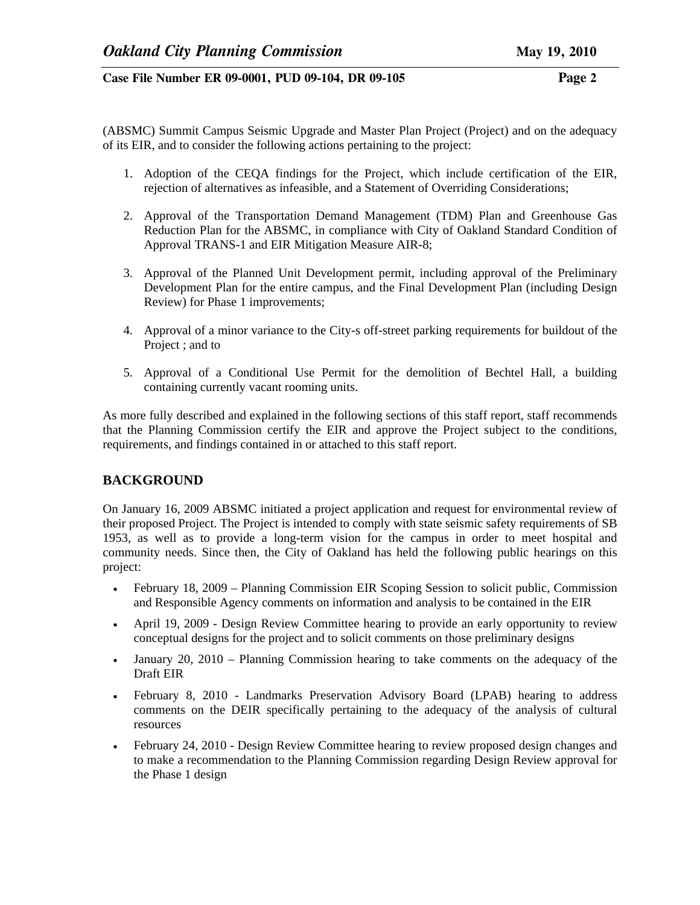(ABSMC) Summit Campus Seismic Upgrade and Master Plan Project (Project) and on the adequacy of its EIR, and to consider the following actions pertaining to the project:

1. Adoption of the CEQA findings for the Project, which include certification of the EIR, rejection of alternatives as infeasible, and a Statement of Overriding Considerations;

2. Approval of the Transportation Demand Management (TDM) Plan and Greenhouse Gas Reduction Plan for the ABSMC, in compliance with City of Oakland Standard Condition of Approval TRANS-1 and EIR Mitigation Measure AIR-8;

3. Approval of the Planned Unit Development permit, including approval of the Preliminary Development Plan for the entire campus, and the Final Development Plan (including Design Review) for Phase 1 improvements;

4. Approval of a minor variance to the City-s off-street parking requirements for buildout of the Project ; and to

5. Approval of a Conditional Use Permit for the demolition of Bechtel Hall, a building containing currently vacant rooming units.

As more fully described and explained in the following sections of this staff report, staff recommends that the Planning Commission certify the EIR and approve the Project subject to the conditions, requirements, and findings contained in or attached to this staff report.

## BACKGROUND

On January 16, 2009 ABSMC initiated a project application and request for environmental review of their proposed Project. The Project is intended to comply with state seismic safety requirements of SB 1953, as well as to provide a long-term vision for the campus in order to meet hospital and community needs. Since then, the City of Oakland has held the following public hearings on this project:

- February 18, 2009 – Planning Commission EIR Scoping Session to solicit public, Commission and Responsible Agency comments on information and analysis to be contained in the EIR
- April 19, 2009 - Design Review Committee hearing to provide an early opportunity to review conceptual designs for the project and to solicit comments on those preliminary designs
- January 20, 2010 – Planning Commission hearing to take comments on the adequacy of the Draft EIR
- February 8, 2010 - Landmarks Preservation Advisory Board (LPAB) hearing to address comments on the DEIR specifically pertaining to the adequacy of the analysis of cultural resources
- February 24, 2010 - Design Review Committee hearing to review proposed design changes and to make a recommendation to the Planning Commission regarding Design Review approval for the Phase 1 design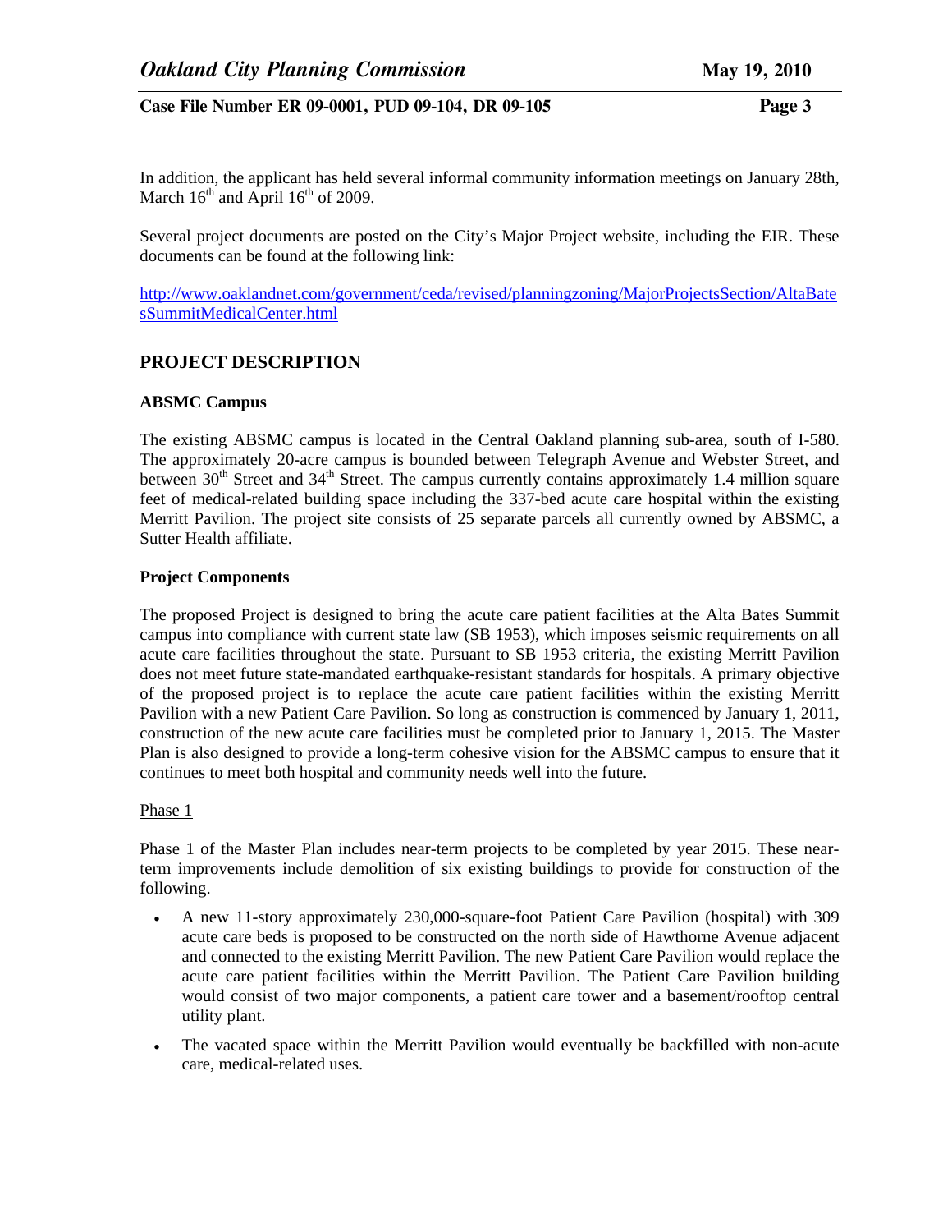In addition, the applicant has held several informal community information meetings on January 28th, March 16th and April 16th of 2009.

Several project documents are posted on the City's Major Project website, including the EIR. These documents can be found at the following link:

http://www.oaklandnet.com/government/ceda/revised/planningzoning/MajorProjectsSection/AltaBatesSummitMedicalCenter.html

## PROJECT DESCRIPTION

### ABSMC Campus

The existing ABSMC campus is located in the Central Oakland planning sub-area, south of I-580. The approximately 20-acre campus is bounded between Telegraph Avenue and Webster Street, and between 30th Street and 34th Street. The campus currently contains approximately 1.4 million square feet of medical-related building space including the 337-bed acute care hospital within the existing Merritt Pavilion. The project site consists of 25 separate parcels all currently owned by ABSMC, a Sutter Health affiliate.

### Project Components

The proposed Project is designed to bring the acute care patient facilities at the Alta Bates Summit campus into compliance with current state law (SB 1953), which imposes seismic requirements on all acute care facilities throughout the state. Pursuant to SB 1953 criteria, the existing Merritt Pavilion does not meet future state-mandated earthquake-resistant standards for hospitals. A primary objective of the proposed project is to replace the acute care patient facilities within the existing Merritt Pavilion with a new Patient Care Pavilion. So long as construction is commenced by January 1, 2011, construction of the new acute care facilities must be completed prior to January 1, 2015. The Master Plan is also designed to provide a long-term cohesive vision for the ABSMC campus to ensure that it continues to meet both hospital and community needs well into the future.

Phase 1

Phase 1 of the Master Plan includes near-term projects to be completed by year 2015. These near-term improvements include demolition of six existing buildings to provide for construction of the following.

- A new 11-story approximately 230,000-square-foot Patient Care Pavilion (hospital) with 309 acute care beds is proposed to be constructed on the north side of Hawthorne Avenue adjacent and connected to the existing Merritt Pavilion. The new Patient Care Pavilion would replace the acute care patient facilities within the Merritt Pavilion. The Patient Care Pavilion building would consist of two major components, a patient care tower and a basement/rooftop central utility plant.
- The vacated space within the Merritt Pavilion would eventually be backfilled with non-acute care, medical-related uses.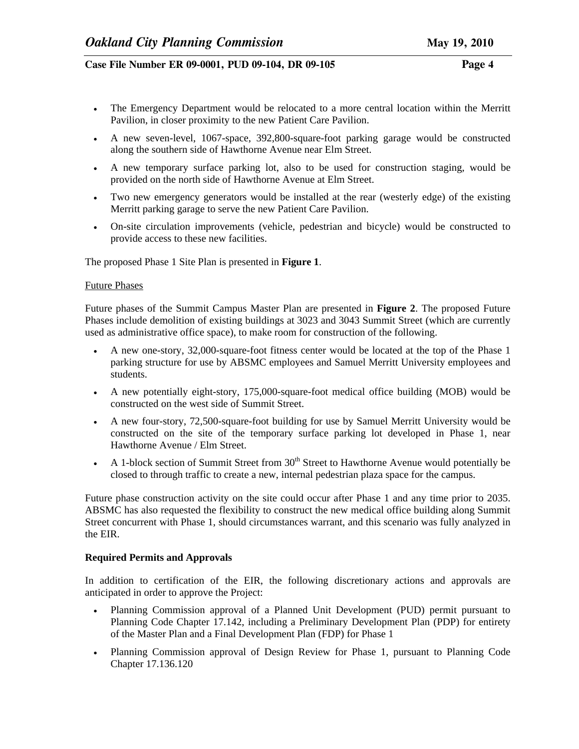- The Emergency Department would be relocated to a more central location within the Merritt Pavilion, in closer proximity to the new Patient Care Pavilion.
- A new seven-level, 1067-space, 392,800-square-foot parking garage would be constructed along the southern side of Hawthorne Avenue near Elm Street.
- A new temporary surface parking lot, also to be used for construction staging, would be provided on the north side of Hawthorne Avenue at Elm Street.
- Two new emergency generators would be installed at the rear (westerly edge) of the existing Merritt parking garage to serve the new Patient Care Pavilion.
- On-site circulation improvements (vehicle, pedestrian and bicycle) would be constructed to provide access to these new facilities.

The proposed Phase 1 Site Plan is presented in **Figure 1**.

Future Phases

Future phases of the Summit Campus Master Plan are presented in **Figure 2**. The proposed Future Phases include demolition of existing buildings at 3023 and 3043 Summit Street (which are currently used as administrative office space), to make room for construction of the following.

- A new one-story, 32,000-square-foot fitness center would be located at the top of the Phase 1 parking structure for use by ABSMC employees and Samuel Merritt University employees and students.
- A new potentially eight-story, 175,000-square-foot medical office building (MOB) would be constructed on the west side of Summit Street.
- A new four-story, 72,500-square-foot building for use by Samuel Merritt University would be constructed on the site of the temporary surface parking lot developed in Phase 1, near Hawthorne Avenue / Elm Street.
- A 1-block section of Summit Street from 30th Street to Hawthorne Avenue would potentially be closed to through traffic to create a new, internal pedestrian plaza space for the campus.

Future phase construction activity on the site could occur after Phase 1 and any time prior to 2035. ABSMC has also requested the flexibility to construct the new medical office building along Summit Street concurrent with Phase 1, should circumstances warrant, and this scenario was fully analyzed in the EIR.

**Required Permits and Approvals**

In addition to certification of the EIR, the following discretionary actions and approvals are anticipated in order to approve the Project:

- Planning Commission approval of a Planned Unit Development (PUD) permit pursuant to Planning Code Chapter 17.142, including a Preliminary Development Plan (PDP) for entirety of the Master Plan and a Final Development Plan (FDP) for Phase 1
- Planning Commission approval of Design Review for Phase 1, pursuant to Planning Code Chapter 17.136.120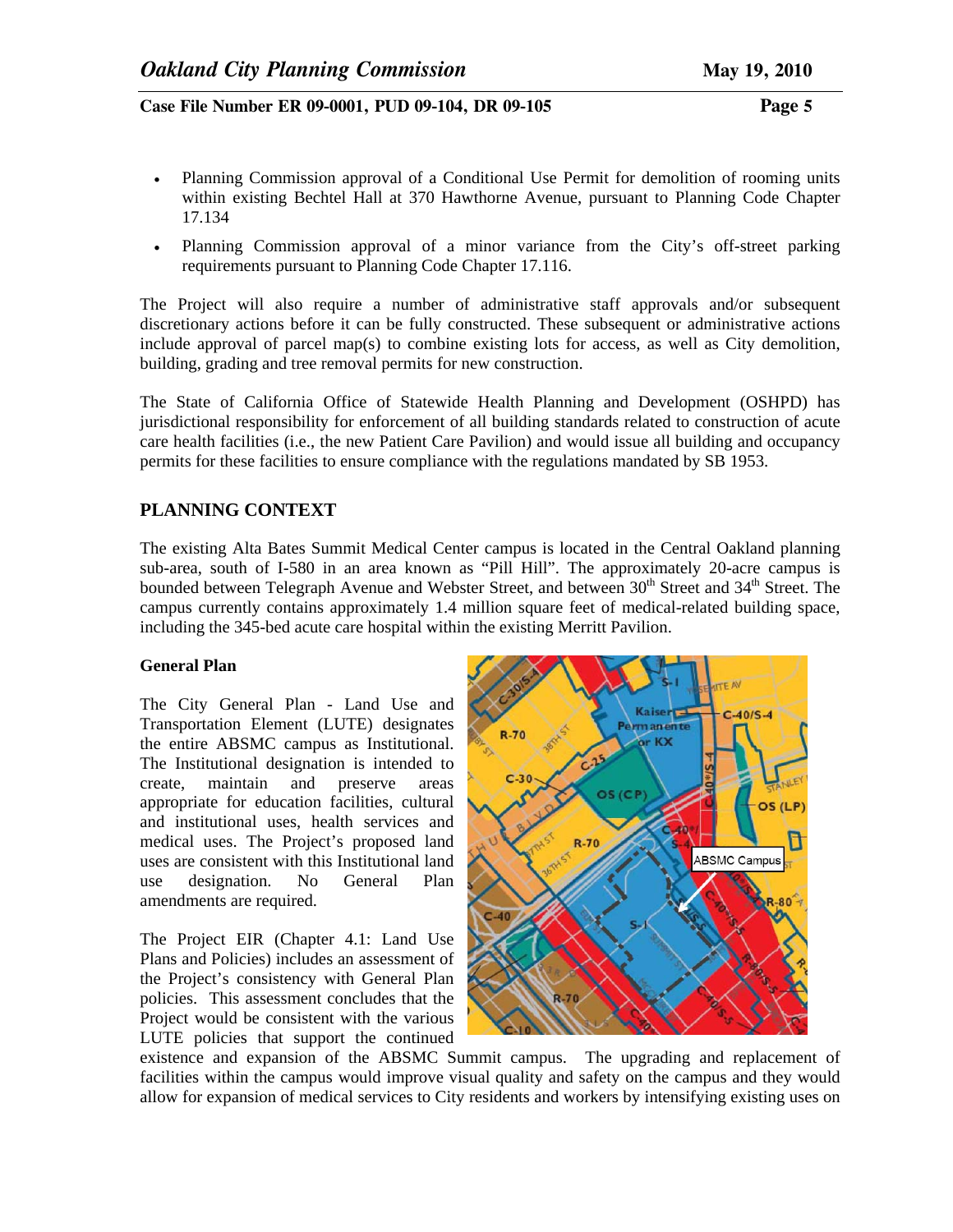- Planning Commission approval of a Conditional Use Permit for demolition of rooming units within existing Bechtel Hall at 370 Hawthorne Avenue, pursuant to Planning Code Chapter 17.134
- Planning Commission approval of a minor variance from the City's off-street parking requirements pursuant to Planning Code Chapter 17.116.

The Project will also require a number of administrative staff approvals and/or subsequent discretionary actions before it can be fully constructed. These subsequent or administrative actions include approval of parcel map(s) to combine existing lots for access, as well as City demolition, building, grading and tree removal permits for new construction.

The State of California Office of Statewide Health Planning and Development (OSHPD) has jurisdictional responsibility for enforcement of all building standards related to construction of acute care health facilities (i.e., the new Patient Care Pavilion) and would issue all building and occupancy permits for these facilities to ensure compliance with the regulations mandated by SB 1953.

## PLANNING CONTEXT

The existing Alta Bates Summit Medical Center campus is located in the Central Oakland planning sub-area, south of I-580 in an area known as "Pill Hill". The approximately 20-acre campus is bounded between Telegraph Avenue and Webster Street, and between 30th Street and 34th Street. The campus currently contains approximately 1.4 million square feet of medical-related building space, including the 345-bed acute care hospital within the existing Merritt Pavilion.

### General Plan

The City General Plan - Land Use and Transportation Element (LUTE) designates the entire ABSMC campus as Institutional. The Institutional designation is intended to create, maintain and preserve areas appropriate for education facilities, cultural and institutional uses, health services and medical uses. The Project's proposed land uses are consistent with this Institutional land use designation. No General Plan amendments are required.

The Project EIR (Chapter 4.1: Land Use Plans and Policies) includes an assessment of the Project's consistency with General Plan policies. This assessment concludes that the Project would be consistent with the various LUTE policies that support the continued existence and expansion of the ABSMC Summit campus. The upgrading and replacement of facilities within the campus would improve visual quality and safety on the campus and they would allow for expansion of medical services to City residents and workers by intensifying existing uses on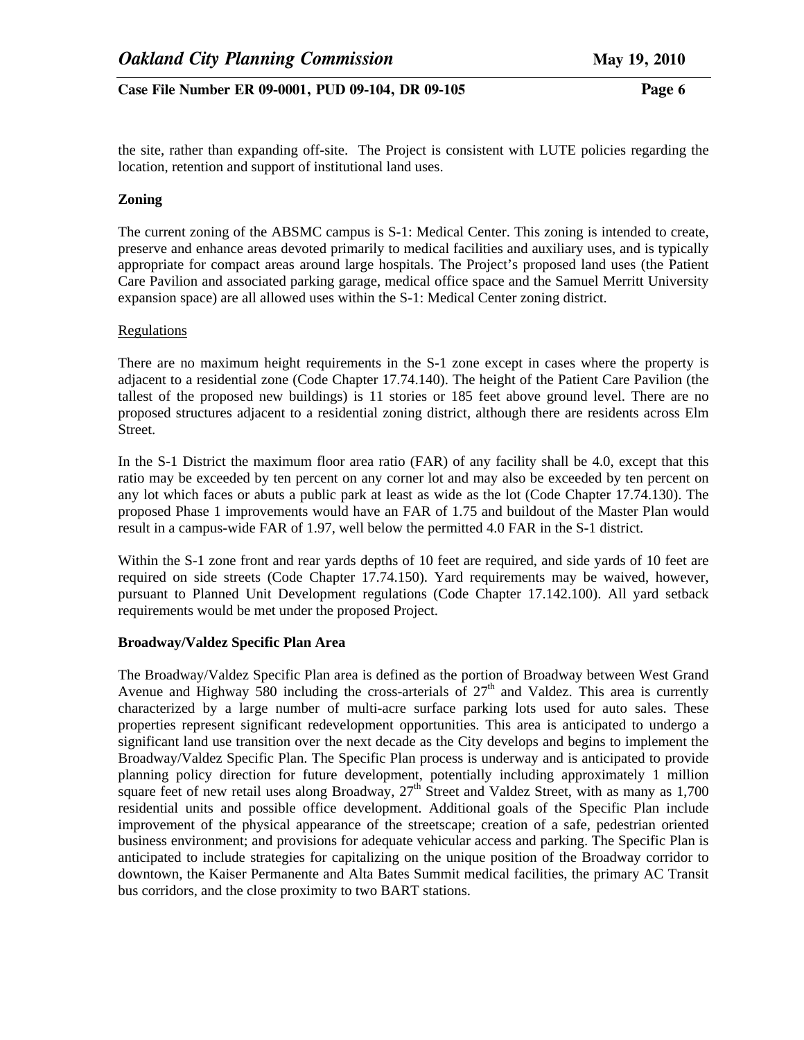the site, rather than expanding off-site. The Project is consistent with LUTE policies regarding the location, retention and support of institutional land uses.

**Zoning**

The current zoning of the ABSMC campus is S-1: Medical Center. This zoning is intended to create, preserve and enhance areas devoted primarily to medical facilities and auxiliary uses, and is typically appropriate for compact areas around large hospitals. The Project's proposed land uses (the Patient Care Pavilion and associated parking garage, medical office space and the Samuel Merritt University expansion space) are all allowed uses within the S-1: Medical Center zoning district.

Regulations

There are no maximum height requirements in the S-1 zone except in cases where the property is adjacent to a residential zone (Code Chapter 17.74.140). The height of the Patient Care Pavilion (the tallest of the proposed new buildings) is 11 stories or 185 feet above ground level. There are no proposed structures adjacent to a residential zoning district, although there are residents across Elm Street.

In the S-1 District the maximum floor area ratio (FAR) of any facility shall be 4.0, except that this ratio may be exceeded by ten percent on any corner lot and may also be exceeded by ten percent on any lot which faces or abuts a public park at least as wide as the lot (Code Chapter 17.74.130). The proposed Phase 1 improvements would have an FAR of 1.75 and buildout of the Master Plan would result in a campus-wide FAR of 1.97, well below the permitted 4.0 FAR in the S-1 district.

Within the S-1 zone front and rear yards depths of 10 feet are required, and side yards of 10 feet are required on side streets (Code Chapter 17.74.150). Yard requirements may be waived, however, pursuant to Planned Unit Development regulations (Code Chapter 17.142.100). All yard setback requirements would be met under the proposed Project.

**Broadway/Valdez Specific Plan Area**

The Broadway/Valdez Specific Plan area is defined as the portion of Broadway between West Grand Avenue and Highway 580 including the cross-arterials of 27th and Valdez. This area is currently characterized by a large number of multi-acre surface parking lots used for auto sales. These properties represent significant redevelopment opportunities. This area is anticipated to undergo a significant land use transition over the next decade as the City develops and begins to implement the Broadway/Valdez Specific Plan. The Specific Plan process is underway and is anticipated to provide planning policy direction for future development, potentially including approximately 1 million square feet of new retail uses along Broadway, 27th Street and Valdez Street, with as many as 1,700 residential units and possible office development. Additional goals of the Specific Plan include improvement of the physical appearance of the streetscape; creation of a safe, pedestrian oriented business environment; and provisions for adequate vehicular access and parking. The Specific Plan is anticipated to include strategies for capitalizing on the unique position of the Broadway corridor to downtown, the Kaiser Permanente and Alta Bates Summit medical facilities, the primary AC Transit bus corridors, and the close proximity to two BART stations.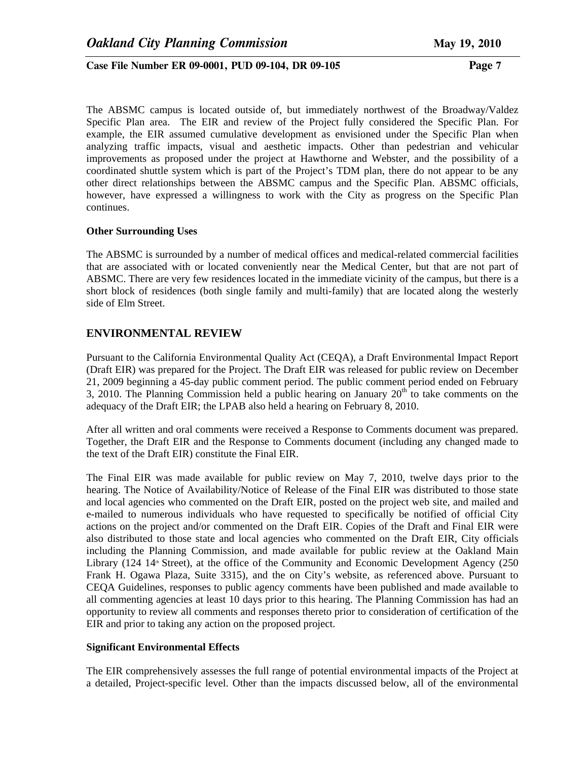The ABSMC campus is located outside of, but immediately northwest of the Broadway/Valdez Specific Plan area. The EIR and review of the Project fully considered the Specific Plan. For example, the EIR assumed cumulative development as envisioned under the Specific Plan when analyzing traffic impacts, visual and aesthetic impacts. Other than pedestrian and vehicular improvements as proposed under the project at Hawthorne and Webster, and the possibility of a coordinated shuttle system which is part of the Project's TDM plan, there do not appear to be any other direct relationships between the ABSMC campus and the Specific Plan. ABSMC officials, however, have expressed a willingness to work with the City as progress on the Specific Plan continues.

**Other Surrounding Uses**

The ABSMC is surrounded by a number of medical offices and medical-related commercial facilities that are associated with or located conveniently near the Medical Center, but that are not part of ABSMC. There are very few residences located in the immediate vicinity of the campus, but there is a short block of residences (both single family and multi-family) that are located along the westerly side of Elm Street.

## ENVIRONMENTAL REVIEW

Pursuant to the California Environmental Quality Act (CEQA), a Draft Environmental Impact Report (Draft EIR) was prepared for the Project. The Draft EIR was released for public review on December 21, 2009 beginning a 45-day public comment period. The public comment period ended on February 3, 2010. The Planning Commission held a public hearing on January 20th to take comments on the adequacy of the Draft EIR; the LPAB also held a hearing on February 8, 2010.

After all written and oral comments were received a Response to Comments document was prepared. Together, the Draft EIR and the Response to Comments document (including any changed made to the text of the Draft EIR) constitute the Final EIR.

The Final EIR was made available for public review on May 7, 2010, twelve days prior to the hearing. The Notice of Availability/Notice of Release of the Final EIR was distributed to those state and local agencies who commented on the Draft EIR, posted on the project web site, and mailed and e-mailed to numerous individuals who have requested to specifically be notified of official City actions on the project and/or commented on the Draft EIR. Copies of the Draft and Final EIR were also distributed to those state and local agencies who commented on the Draft EIR, City officials including the Planning Commission, and made available for public review at the Oakland Main Library (124 14th Street), at the office of the Community and Economic Development Agency (250 Frank H. Ogawa Plaza, Suite 3315), and the on City's website, as referenced above. Pursuant to CEQA Guidelines, responses to public agency comments have been published and made available to all commenting agencies at least 10 days prior to this hearing. The Planning Commission has had an opportunity to review all comments and responses thereto prior to consideration of certification of the EIR and prior to taking any action on the proposed project.

**Significant Environmental Effects**

The EIR comprehensively assesses the full range of potential environmental impacts of the Project at a detailed, Project-specific level. Other than the impacts discussed below, all of the environmental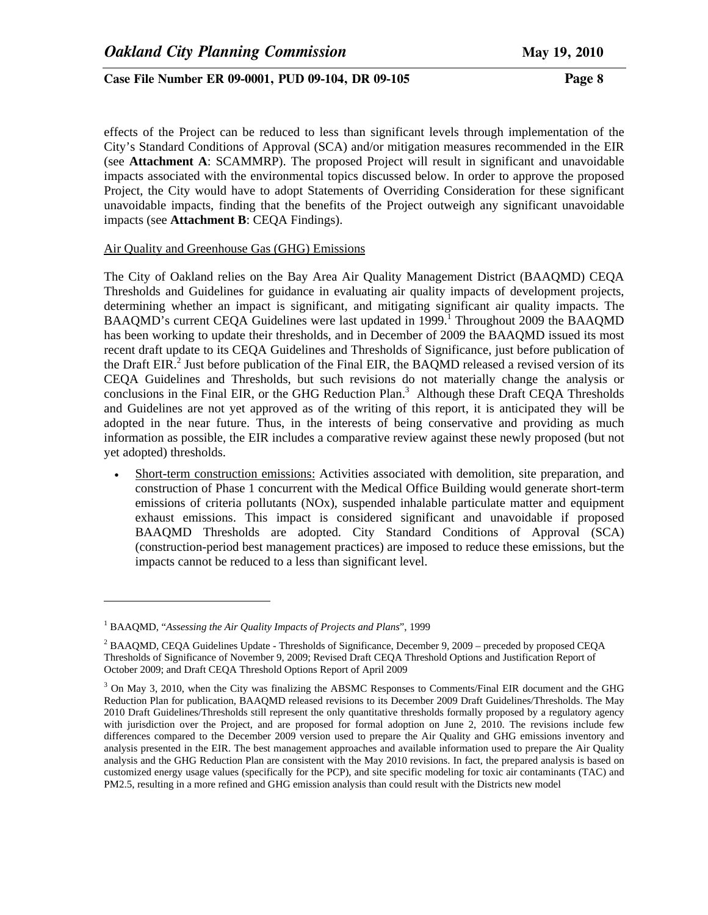effects of the Project can be reduced to less than significant levels through implementation of the City's Standard Conditions of Approval (SCA) and/or mitigation measures recommended in the EIR (see **Attachment A**: SCAMMRP). The proposed Project will result in significant and unavoidable impacts associated with the environmental topics discussed below. In order to approve the proposed Project, the City would have to adopt Statements of Overriding Consideration for these significant unavoidable impacts, finding that the benefits of the Project outweigh any significant unavoidable impacts (see **Attachment B**: CEQA Findings).

Air Quality and Greenhouse Gas (GHG) Emissions

The City of Oakland relies on the Bay Area Air Quality Management District (BAAQMD) CEQA Thresholds and Guidelines for guidance in evaluating air quality impacts of development projects, determining whether an impact is significant, and mitigating significant air quality impacts. The BAAQMD's current CEQA Guidelines were last updated in 1999.[1] Throughout 2009 the BAAQMD has been working to update their thresholds, and in December of 2009 the BAAQMD issued its most recent draft update to its CEQA Guidelines and Thresholds of Significance, just before publication of the Draft EIR.[2] Just before publication of the Final EIR, the BAQMD released a revised version of its CEQA Guidelines and Thresholds, but such revisions do not materially change the analysis or conclusions in the Final EIR, or the GHG Reduction Plan.[3] Although these Draft CEQA Thresholds and Guidelines are not yet approved as of the writing of this report, it is anticipated they will be adopted in the near future. Thus, in the interests of being conservative and providing as much information as possible, the EIR includes a comparative review against these newly proposed (but not yet adopted) thresholds.

- Short-term construction emissions: Activities associated with demolition, site preparation, and construction of Phase 1 concurrent with the Medical Office Building would generate short-term emissions of criteria pollutants (NOx), suspended inhalable particulate matter and equipment exhaust emissions. This impact is considered significant and unavoidable if proposed BAAQMD Thresholds are adopted. City Standard Conditions of Approval (SCA) (construction-period best management practices) are imposed to reduce these emissions, but the impacts cannot be reduced to a less than significant level.

---

[1] BAAQMD, "*Assessing the Air Quality Impacts of Projects and Plans*", 1999

[2] BAAQMD, CEQA Guidelines Update - Thresholds of Significance, December 9, 2009 – preceded by proposed CEQA Thresholds of Significance of November 9, 2009; Revised Draft CEQA Threshold Options and Justification Report of October 2009; and Draft CEQA Threshold Options Report of April 2009

[3] On May 3, 2010, when the City was finalizing the ABSMC Responses to Comments/Final EIR document and the GHG Reduction Plan for publication, BAAQMD released revisions to its December 2009 Draft Guidelines/Thresholds. The May 2010 Draft Guidelines/Thresholds still represent the only quantitative thresholds formally proposed by a regulatory agency with jurisdiction over the Project, and are proposed for formal adoption on June 2, 2010. The revisions include few differences compared to the December 2009 version used to prepare the Air Quality and GHG emissions inventory and analysis presented in the EIR. The best management approaches and available information used to prepare the Air Quality analysis and the GHG Reduction Plan are consistent with the May 2010 revisions. In fact, the prepared analysis is based on customized energy usage values (specifically for the PCP), and site specific modeling for toxic air contaminants (TAC) and PM2.5, resulting in a more refined and GHG emission analysis than could result with the Districts new model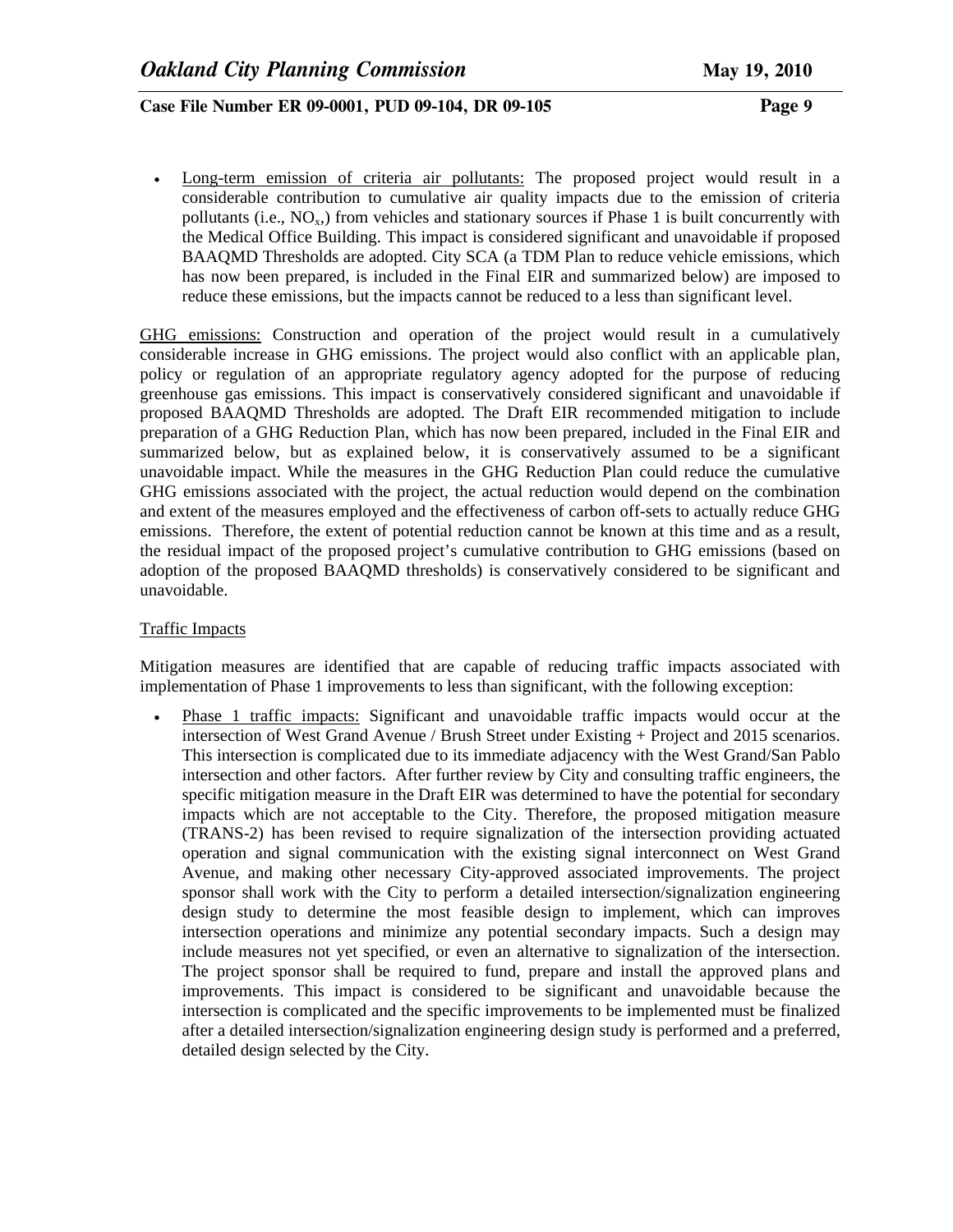- Long-term emission of criteria air pollutants: The proposed project would result in a considerable contribution to cumulative air quality impacts due to the emission of criteria pollutants (i.e., $NO_x$,) from vehicles and stationary sources if Phase 1 is built concurrently with the Medical Office Building. This impact is considered significant and unavoidable if proposed BAAQMD Thresholds are adopted. City SCA (a TDM Plan to reduce vehicle emissions, which has now been prepared, is included in the Final EIR and summarized below) are imposed to reduce these emissions, but the impacts cannot be reduced to a less than significant level.

GHG emissions: Construction and operation of the project would result in a cumulatively considerable increase in GHG emissions. The project would also conflict with an applicable plan, policy or regulation of an appropriate regulatory agency adopted for the purpose of reducing greenhouse gas emissions. This impact is conservatively considered significant and unavoidable if proposed BAAQMD Thresholds are adopted. The Draft EIR recommended mitigation to include preparation of a GHG Reduction Plan, which has now been prepared, included in the Final EIR and summarized below, but as explained below, it is conservatively assumed to be a significant unavoidable impact. While the measures in the GHG Reduction Plan could reduce the cumulative GHG emissions associated with the project, the actual reduction would depend on the combination and extent of the measures employed and the effectiveness of carbon off-sets to actually reduce GHG emissions. Therefore, the extent of potential reduction cannot be known at this time and as a result, the residual impact of the proposed project's cumulative contribution to GHG emissions (based on adoption of the proposed BAAQMD thresholds) is conservatively considered to be significant and unavoidable.

Traffic Impacts

Mitigation measures are identified that are capable of reducing traffic impacts associated with implementation of Phase 1 improvements to less than significant, with the following exception:

- Phase 1 traffic impacts: Significant and unavoidable traffic impacts would occur at the intersection of West Grand Avenue / Brush Street under Existing + Project and 2015 scenarios. This intersection is complicated due to its immediate adjacency with the West Grand/San Pablo intersection and other factors. After further review by City and consulting traffic engineers, the specific mitigation measure in the Draft EIR was determined to have the potential for secondary impacts which are not acceptable to the City. Therefore, the proposed mitigation measure (TRANS-2) has been revised to require signalization of the intersection providing actuated operation and signal communication with the existing signal interconnect on West Grand Avenue, and making other necessary City-approved associated improvements. The project sponsor shall work with the City to perform a detailed intersection/signalization engineering design study to determine the most feasible design to implement, which can improves intersection operations and minimize any potential secondary impacts. Such a design may include measures not yet specified, or even an alternative to signalization of the intersection. The project sponsor shall be required to fund, prepare and install the approved plans and improvements. This impact is considered to be significant and unavoidable because the intersection is complicated and the specific improvements to be implemented must be finalized after a detailed intersection/signalization engineering design study is performed and a preferred, detailed design selected by the City.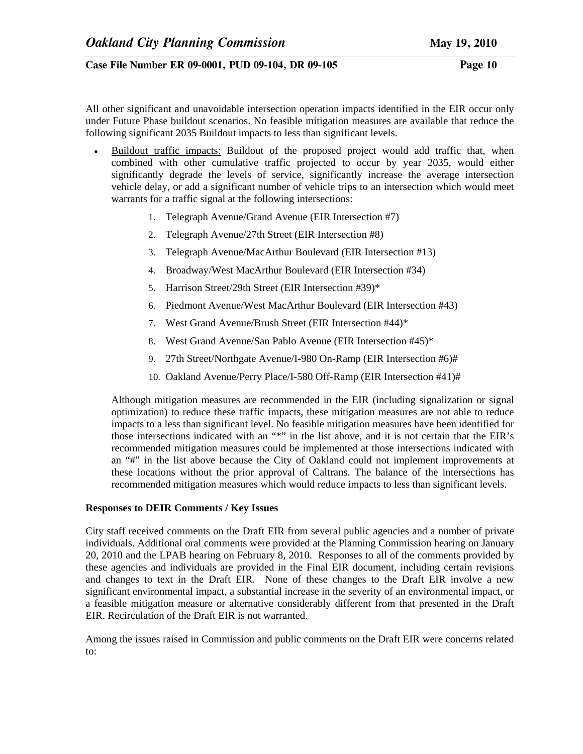All other significant and unavoidable intersection operation impacts identified in the EIR occur only under Future Phase buildout scenarios. No feasible mitigation measures are available that reduce the following significant 2035 Buildout impacts to less than significant levels.

- <u>Buildout traffic impacts:</u> Buildout of the proposed project would add traffic that, when combined with other cumulative traffic projected to occur by year 2035, would either significantly degrade the levels of service, significantly increase the average intersection vehicle delay, or add a significant number of vehicle trips to an intersection which would meet warrants for a traffic signal at the following intersections:

    1. Telegraph Avenue/Grand Avenue (EIR Intersection #7)
    2. Telegraph Avenue/27th Street (EIR Intersection #8)
    3. Telegraph Avenue/MacArthur Boulevard (EIR Intersection #13)
    4. Broadway/West MacArthur Boulevard (EIR Intersection #34)
    5. Harrison Street/29th Street (EIR Intersection #39)*
    6. Piedmont Avenue/West MacArthur Boulevard (EIR Intersection #43)
    7. West Grand Avenue/Brush Street (EIR Intersection #44)*
    8. West Grand Avenue/San Pablo Avenue (EIR Intersection #45)*
    9. 27th Street/Northgate Avenue/I-980 On-Ramp (EIR Intersection #6)#
    10. Oakland Avenue/Perry Place/I-580 Off-Ramp (EIR Intersection #41)#

    Although mitigation measures are recommended in the EIR (including signalization or signal optimization) to reduce these traffic impacts, these mitigation measures are not able to reduce impacts to a less than significant level. No feasible mitigation measures have been identified for those intersections indicated with an "*" in the list above, and it is not certain that the EIR's recommended mitigation measures could be implemented at those intersections indicated with an "#" in the list above because the City of Oakland could not implement improvements at these locations without the prior approval of Caltrans. The balance of the intersections has recommended mitigation measures which would reduce impacts to less than significant levels.

**Responses to DEIR Comments / Key Issues**

City staff received comments on the Draft EIR from several public agencies and a number of private individuals. Additional oral comments were provided at the Planning Commission hearing on January 20, 2010 and the LPAB hearing on February 8, 2010. Responses to all of the comments provided by these agencies and individuals are provided in the Final EIR document, including certain revisions and changes to text in the Draft EIR. None of these changes to the Draft EIR involve a new significant environmental impact, a substantial increase in the severity of an environmental impact, or a feasible mitigation measure or alternative considerably different from that presented in the Draft EIR. Recirculation of the Draft EIR is not warranted.

Among the issues raised in Commission and public comments on the Draft EIR were concerns related to: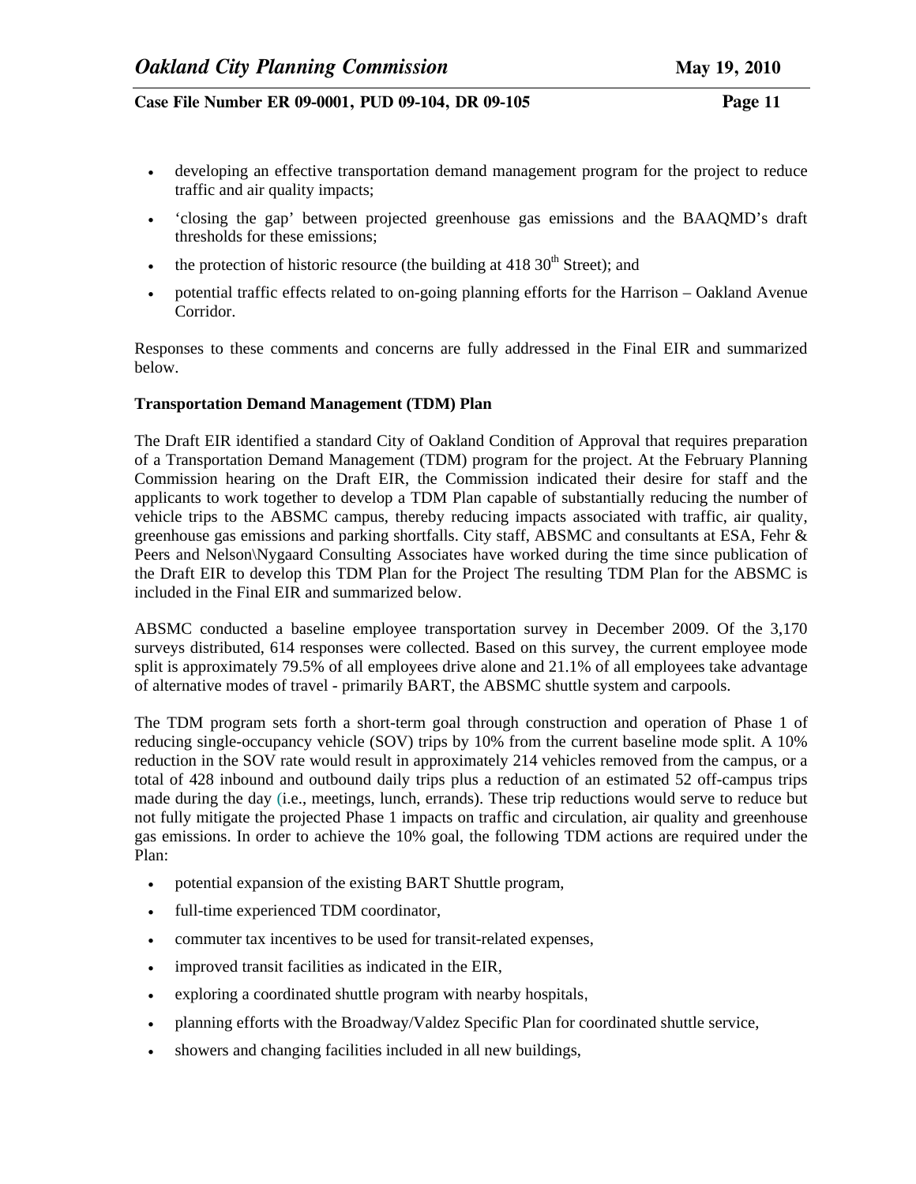- developing an effective transportation demand management program for the project to reduce traffic and air quality impacts;
- 'closing the gap' between projected greenhouse gas emissions and the BAAQMD's draft thresholds for these emissions;
- the protection of historic resource (the building at 418 30th Street); and
- potential traffic effects related to on-going planning efforts for the Harrison – Oakland Avenue Corridor.

Responses to these comments and concerns are fully addressed in the Final EIR and summarized below.

**Transportation Demand Management (TDM) Plan**

The Draft EIR identified a standard City of Oakland Condition of Approval that requires preparation of a Transportation Demand Management (TDM) program for the project. At the February Planning Commission hearing on the Draft EIR, the Commission indicated their desire for staff and the applicants to work together to develop a TDM Plan capable of substantially reducing the number of vehicle trips to the ABSMC campus, thereby reducing impacts associated with traffic, air quality, greenhouse gas emissions and parking shortfalls. City staff, ABSMC and consultants at ESA, Fehr & Peers and Nelson\Nygaard Consulting Associates have worked during the time since publication of the Draft EIR to develop this TDM Plan for the Project The resulting TDM Plan for the ABSMC is included in the Final EIR and summarized below.

ABSMC conducted a baseline employee transportation survey in December 2009. Of the 3,170 surveys distributed, 614 responses were collected. Based on this survey, the current employee mode split is approximately 79.5% of all employees drive alone and 21.1% of all employees take advantage of alternative modes of travel - primarily BART, the ABSMC shuttle system and carpools.

The TDM program sets forth a short-term goal through construction and operation of Phase 1 of reducing single-occupancy vehicle (SOV) trips by 10% from the current baseline mode split. A 10% reduction in the SOV rate would result in approximately 214 vehicles removed from the campus, or a total of 428 inbound and outbound daily trips plus a reduction of an estimated 52 off-campus trips made during the day (i.e., meetings, lunch, errands). These trip reductions would serve to reduce but not fully mitigate the projected Phase 1 impacts on traffic and circulation, air quality and greenhouse gas emissions. In order to achieve the 10% goal, the following TDM actions are required under the Plan:

- potential expansion of the existing BART Shuttle program,
- full-time experienced TDM coordinator,
- commuter tax incentives to be used for transit-related expenses,
- improved transit facilities as indicated in the EIR,
- exploring a coordinated shuttle program with nearby hospitals,
- planning efforts with the Broadway/Valdez Specific Plan for coordinated shuttle service,
- showers and changing facilities included in all new buildings,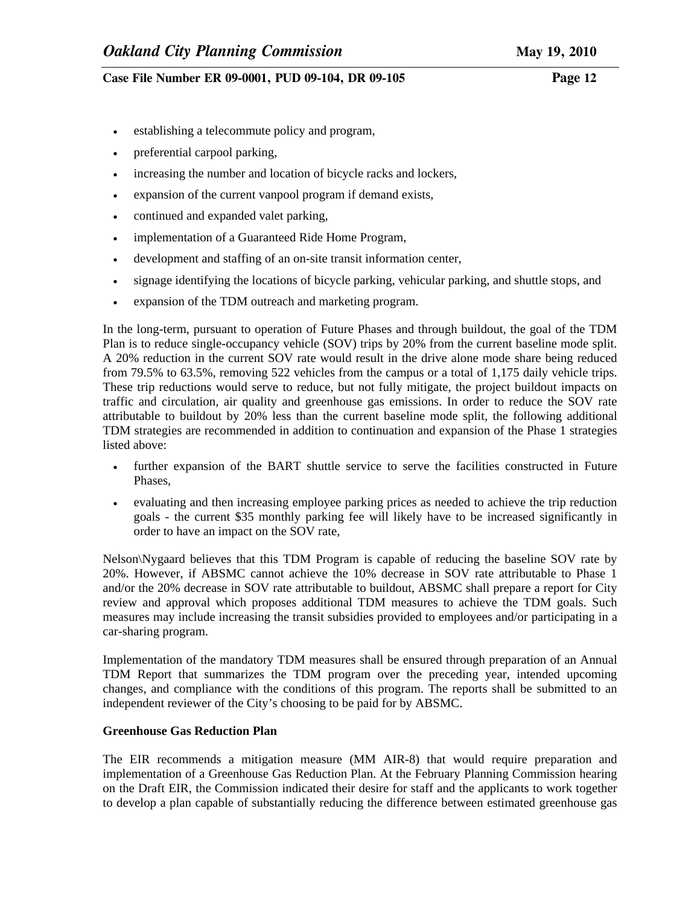- establishing a telecommute policy and program,
- preferential carpool parking,
- increasing the number and location of bicycle racks and lockers,
- expansion of the current vanpool program if demand exists,
- continued and expanded valet parking,
- implementation of a Guaranteed Ride Home Program,
- development and staffing of an on-site transit information center,
- signage identifying the locations of bicycle parking, vehicular parking, and shuttle stops, and
- expansion of the TDM outreach and marketing program.

In the long-term, pursuant to operation of Future Phases and through buildout, the goal of the TDM Plan is to reduce single-occupancy vehicle (SOV) trips by 20% from the current baseline mode split. A 20% reduction in the current SOV rate would result in the drive alone mode share being reduced from 79.5% to 63.5%, removing 522 vehicles from the campus or a total of 1,175 daily vehicle trips. These trip reductions would serve to reduce, but not fully mitigate, the project buildout impacts on traffic and circulation, air quality and greenhouse gas emissions. In order to reduce the SOV rate attributable to buildout by 20% less than the current baseline mode split, the following additional TDM strategies are recommended in addition to continuation and expansion of the Phase 1 strategies listed above:

- further expansion of the BART shuttle service to serve the facilities constructed in Future Phases,
- evaluating and then increasing employee parking prices as needed to achieve the trip reduction goals - the current $35 monthly parking fee will likely have to be increased significantly in order to have an impact on the SOV rate,

Nelson\Nygaard believes that this TDM Program is capable of reducing the baseline SOV rate by 20%. However, if ABSMC cannot achieve the 10% decrease in SOV rate attributable to Phase 1 and/or the 20% decrease in SOV rate attributable to buildout, ABSMC shall prepare a report for City review and approval which proposes additional TDM measures to achieve the TDM goals. Such measures may include increasing the transit subsidies provided to employees and/or participating in a car-sharing program.

Implementation of the mandatory TDM measures shall be ensured through preparation of an Annual TDM Report that summarizes the TDM program over the preceding year, intended upcoming changes, and compliance with the conditions of this program. The reports shall be submitted to an independent reviewer of the City's choosing to be paid for by ABSMC.

**Greenhouse Gas Reduction Plan**

The EIR recommends a mitigation measure (MM AIR-8) that would require preparation and implementation of a Greenhouse Gas Reduction Plan. At the February Planning Commission hearing on the Draft EIR, the Commission indicated their desire for staff and the applicants to work together to develop a plan capable of substantially reducing the difference between estimated greenhouse gas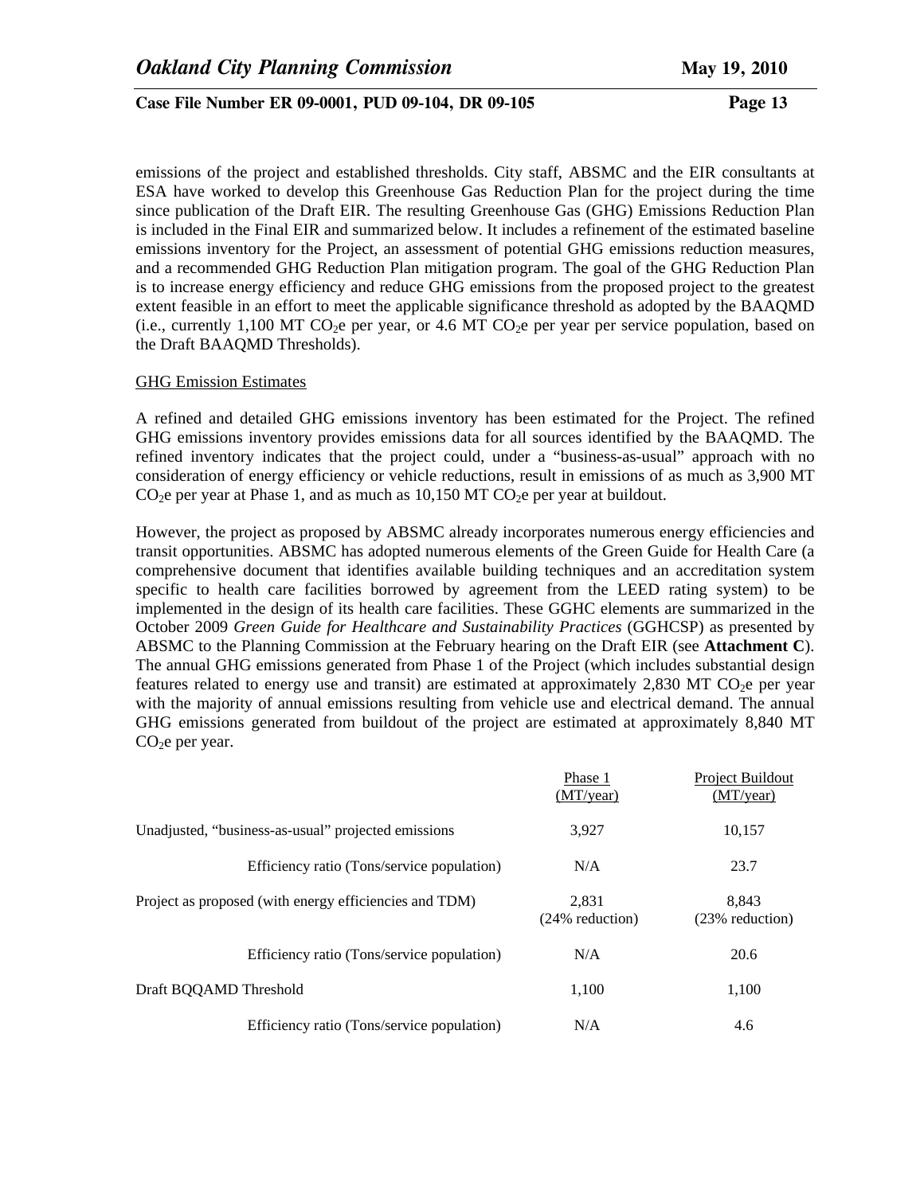emissions of the project and established thresholds. City staff, ABSMC and the EIR consultants at ESA have worked to develop this Greenhouse Gas Reduction Plan for the project during the time since publication of the Draft EIR. The resulting Greenhouse Gas (GHG) Emissions Reduction Plan is included in the Final EIR and summarized below. It includes a refinement of the estimated baseline emissions inventory for the Project, an assessment of potential GHG emissions reduction measures, and a recommended GHG Reduction Plan mitigation program. The goal of the GHG Reduction Plan is to increase energy efficiency and reduce GHG emissions from the proposed project to the greatest extent feasible in an effort to meet the applicable significance threshold as adopted by the BAAQMD (i.e., currently 1,100 MT $CO_2$e per year, or 4.6 MT $CO_2$e per year per service population, based on the Draft BAAQMD Thresholds).

GHG Emission Estimates

A refined and detailed GHG emissions inventory has been estimated for the Project. The refined GHG emissions inventory provides emissions data for all sources identified by the BAAQMD. The refined inventory indicates that the project could, under a "business-as-usual" approach with no consideration of energy efficiency or vehicle reductions, result in emissions of as much as 3,900 MT $CO_2$e per year at Phase 1, and as much as 10,150 MT $CO_2$e per year at buildout.

However, the project as proposed by ABSMC already incorporates numerous energy efficiencies and transit opportunities. ABSMC has adopted numerous elements of the Green Guide for Health Care (a comprehensive document that identifies available building techniques and an accreditation system specific to health care facilities borrowed by agreement from the LEED rating system) to be implemented in the design of its health care facilities. These GGHC elements are summarized in the October 2009 *Green Guide for Healthcare and Sustainability Practices* (GGHCSP) as presented by ABSMC to the Planning Commission at the February hearing on the Draft EIR (see **Attachment C**). The annual GHG emissions generated from Phase 1 of the Project (which includes substantial design features related to energy use and transit) are estimated at approximately 2,830 MT $CO_2$e per year with the majority of annual emissions resulting from vehicle use and electrical demand. The annual GHG emissions generated from buildout of the project are estimated at approximately 8,840 MT $CO_2$e per year.

| | Phase 1 (MT/year) | Project Buildout (MT/year) |
|---|---|---|
| Unadjusted, "business-as-usual" projected emissions | 3,927 | 10,157 |
| Efficiency ratio (Tons/service population) | N/A | 23.7 |
| Project as proposed (with energy efficiencies and TDM) | 2,831 (24% reduction) | 8,843 (23% reduction) |
| Efficiency ratio (Tons/service population) | N/A | 20.6 |
| Draft BQQAMD Threshold | 1,100 | 1,100 |
| Efficiency ratio (Tons/service population) | N/A | 4.6 |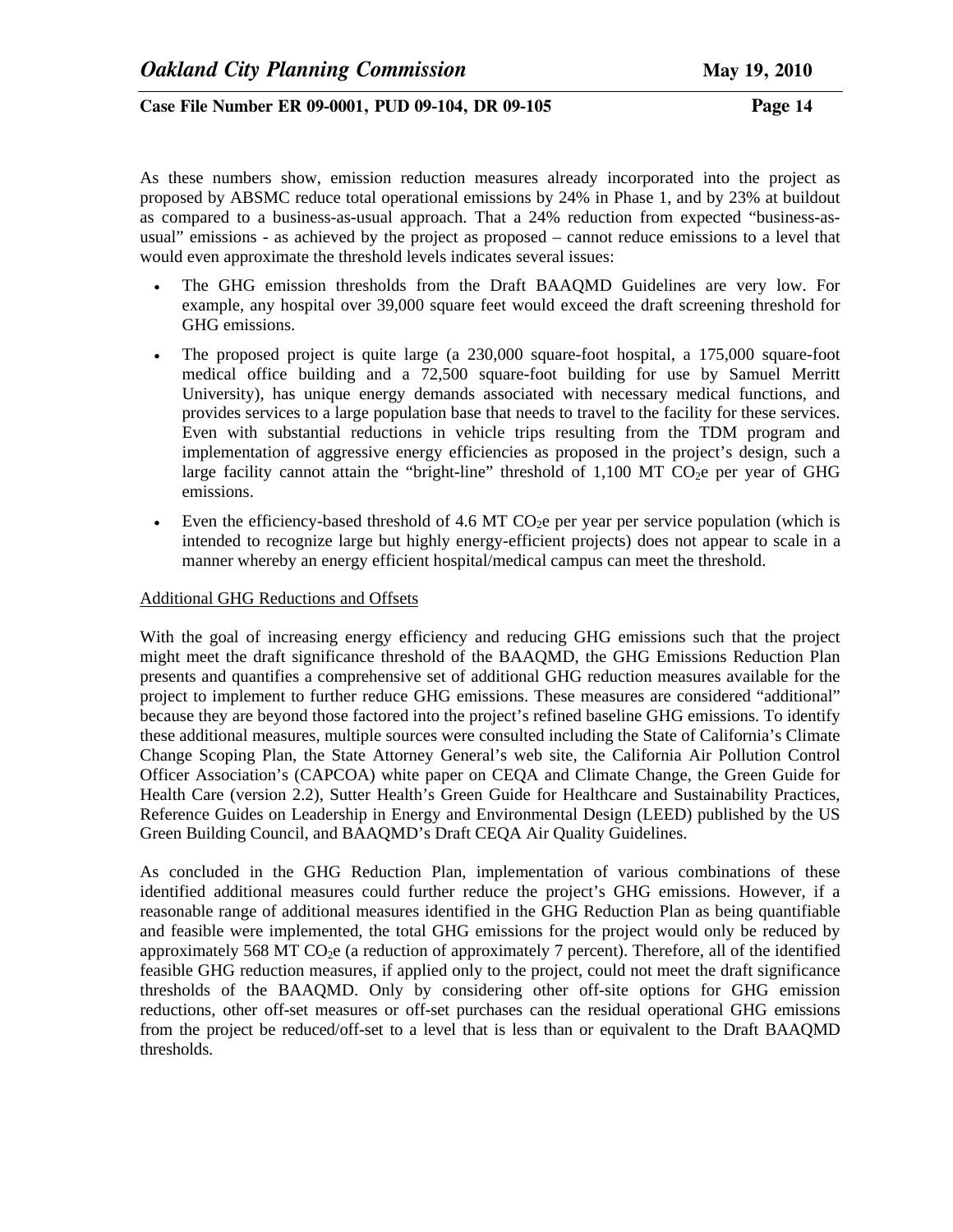As these numbers show, emission reduction measures already incorporated into the project as proposed by ABSMC reduce total operational emissions by 24% in Phase 1, and by 23% at buildout as compared to a business-as-usual approach. That a 24% reduction from expected "business-as-usual" emissions - as achieved by the project as proposed – cannot reduce emissions to a level that would even approximate the threshold levels indicates several issues:

- The GHG emission thresholds from the Draft BAAQMD Guidelines are very low. For example, any hospital over 39,000 square feet would exceed the draft screening threshold for GHG emissions.
- The proposed project is quite large (a 230,000 square-foot hospital, a 175,000 square-foot medical office building and a 72,500 square-foot building for use by Samuel Merritt University), has unique energy demands associated with necessary medical functions, and provides services to a large population base that needs to travel to the facility for these services. Even with substantial reductions in vehicle trips resulting from the TDM program and implementation of aggressive energy efficiencies as proposed in the project's design, such a large facility cannot attain the "bright-line" threshold of 1,100 MT $CO_2$e per year of GHG emissions.
- Even the efficiency-based threshold of 4.6 MT $CO_2$e per year per service population (which is intended to recognize large but highly energy-efficient projects) does not appear to scale in a manner whereby an energy efficient hospital/medical campus can meet the threshold.

Additional GHG Reductions and Offsets

With the goal of increasing energy efficiency and reducing GHG emissions such that the project might meet the draft significance threshold of the BAAQMD, the GHG Emissions Reduction Plan presents and quantifies a comprehensive set of additional GHG reduction measures available for the project to implement to further reduce GHG emissions. These measures are considered "additional" because they are beyond those factored into the project's refined baseline GHG emissions. To identify these additional measures, multiple sources were consulted including the State of California's Climate Change Scoping Plan, the State Attorney General's web site, the California Air Pollution Control Officer Association's (CAPCOA) white paper on CEQA and Climate Change, the Green Guide for Health Care (version 2.2), Sutter Health's Green Guide for Healthcare and Sustainability Practices, Reference Guides on Leadership in Energy and Environmental Design (LEED) published by the US Green Building Council, and BAAQMD's Draft CEQA Air Quality Guidelines.

As concluded in the GHG Reduction Plan, implementation of various combinations of these identified additional measures could further reduce the project's GHG emissions. However, if a reasonable range of additional measures identified in the GHG Reduction Plan as being quantifiable and feasible were implemented, the total GHG emissions for the project would only be reduced by approximately 568 MT $CO_2$e (a reduction of approximately 7 percent). Therefore, all of the identified feasible GHG reduction measures, if applied only to the project, could not meet the draft significance thresholds of the BAAQMD. Only by considering other off-site options for GHG emission reductions, other off-set measures or off-set purchases can the residual operational GHG emissions from the project be reduced/off-set to a level that is less than or equivalent to the Draft BAAQMD thresholds.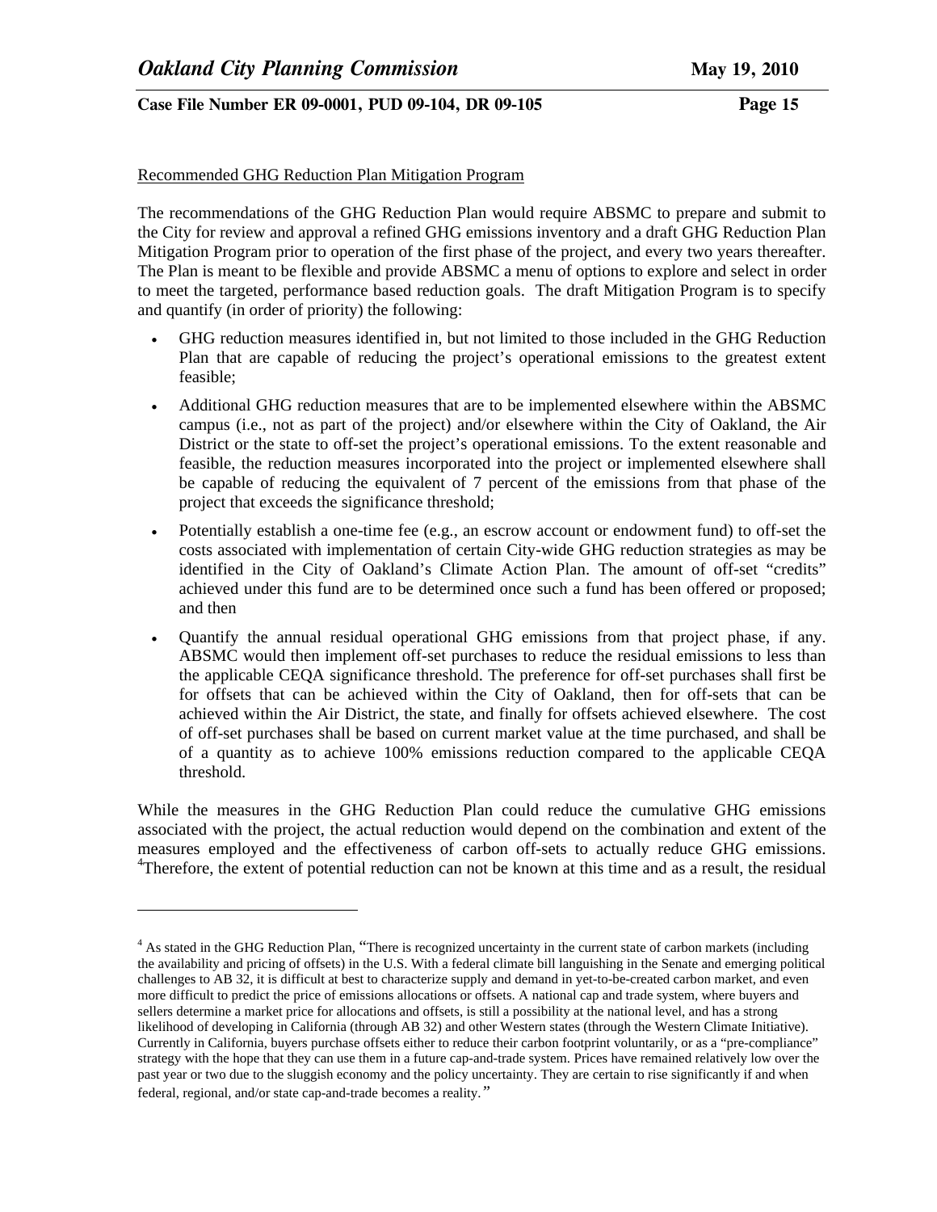Recommended GHG Reduction Plan Mitigation Program

The recommendations of the GHG Reduction Plan would require ABSMC to prepare and submit to the City for review and approval a refined GHG emissions inventory and a draft GHG Reduction Plan Mitigation Program prior to operation of the first phase of the project, and every two years thereafter. The Plan is meant to be flexible and provide ABSMC a menu of options to explore and select in order to meet the targeted, performance based reduction goals. The draft Mitigation Program is to specify and quantify (in order of priority) the following:

- GHG reduction measures identified in, but not limited to those included in the GHG Reduction Plan that are capable of reducing the project's operational emissions to the greatest extent feasible;
- Additional GHG reduction measures that are to be implemented elsewhere within the ABSMC campus (i.e., not as part of the project) and/or elsewhere within the City of Oakland, the Air District or the state to off-set the project's operational emissions. To the extent reasonable and feasible, the reduction measures incorporated into the project or implemented elsewhere shall be capable of reducing the equivalent of 7 percent of the emissions from that phase of the project that exceeds the significance threshold;
- Potentially establish a one-time fee (e.g., an escrow account or endowment fund) to off-set the costs associated with implementation of certain City-wide GHG reduction strategies as may be identified in the City of Oakland's Climate Action Plan. The amount of off-set "credits" achieved under this fund are to be determined once such a fund has been offered or proposed; and then
- Quantify the annual residual operational GHG emissions from that project phase, if any. ABSMC would then implement off-set purchases to reduce the residual emissions to less than the applicable CEQA significance threshold. The preference for off-set purchases shall first be for offsets that can be achieved within the City of Oakland, then for off-sets that can be achieved within the Air District, the state, and finally for offsets achieved elsewhere. The cost of off-set purchases shall be based on current market value at the time purchased, and shall be of a quantity as to achieve 100% emissions reduction compared to the applicable CEQA threshold.

While the measures in the GHG Reduction Plan could reduce the cumulative GHG emissions associated with the project, the actual reduction would depend on the combination and extent of the measures employed and the effectiveness of carbon off-sets to actually reduce GHG emissions. [4]Therefore, the extent of potential reduction can not be known at this time and as a result, the residual

---

[4] As stated in the GHG Reduction Plan, "There is recognized uncertainty in the current state of carbon markets (including the availability and pricing of offsets) in the U.S. With a federal climate bill languishing in the Senate and emerging political challenges to AB 32, it is difficult at best to characterize supply and demand in yet-to-be-created carbon market, and even more difficult to predict the price of emissions allocations or offsets. A national cap and trade system, where buyers and sellers determine a market price for allocations and offsets, is still a possibility at the national level, and has a strong likelihood of developing in California (through AB 32) and other Western states (through the Western Climate Initiative). Currently in California, buyers purchase offsets either to reduce their carbon footprint voluntarily, or as a "pre-compliance" strategy with the hope that they can use them in a future cap-and-trade system. Prices have remained relatively low over the past year or two due to the sluggish economy and the policy uncertainty. They are certain to rise significantly if and when federal, regional, and/or state cap-and-trade becomes a reality."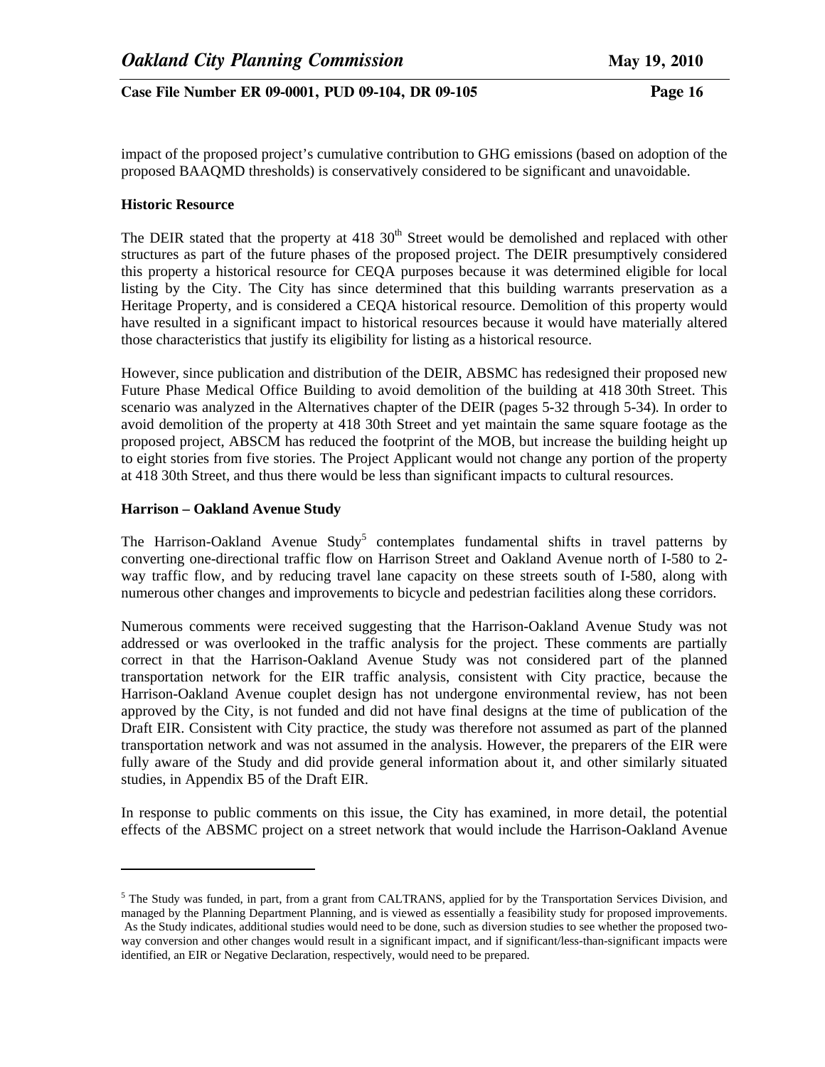impact of the proposed project's cumulative contribution to GHG emissions (based on adoption of the proposed BAAQMD thresholds) is conservatively considered to be significant and unavoidable.

**Historic Resource**

The DEIR stated that the property at 418 30th Street would be demolished and replaced with other structures as part of the future phases of the proposed project. The DEIR presumptively considered this property a historical resource for CEQA purposes because it was determined eligible for local listing by the City. The City has since determined that this building warrants preservation as a Heritage Property, and is considered a CEQA historical resource. Demolition of this property would have resulted in a significant impact to historical resources because it would have materially altered those characteristics that justify its eligibility for listing as a historical resource.

However, since publication and distribution of the DEIR, ABSMC has redesigned their proposed new Future Phase Medical Office Building to avoid demolition of the building at 418 30th Street. This scenario was analyzed in the Alternatives chapter of the DEIR (pages 5-32 through 5-34). In order to avoid demolition of the property at 418 30th Street and yet maintain the same square footage as the proposed project, ABSCM has reduced the footprint of the MOB, but increase the building height up to eight stories from five stories. The Project Applicant would not change any portion of the property at 418 30th Street, and thus there would be less than significant impacts to cultural resources.

**Harrison – Oakland Avenue Study**

The Harrison-Oakland Avenue Study[5] contemplates fundamental shifts in travel patterns by converting one-directional traffic flow on Harrison Street and Oakland Avenue north of I-580 to 2-way traffic flow, and by reducing travel lane capacity on these streets south of I-580, along with numerous other changes and improvements to bicycle and pedestrian facilities along these corridors.

Numerous comments were received suggesting that the Harrison-Oakland Avenue Study was not addressed or was overlooked in the traffic analysis for the project. These comments are partially correct in that the Harrison-Oakland Avenue Study was not considered part of the planned transportation network for the EIR traffic analysis, consistent with City practice, because the Harrison-Oakland Avenue couplet design has not undergone environmental review, has not been approved by the City, is not funded and did not have final designs at the time of publication of the Draft EIR. Consistent with City practice, the study was therefore not assumed as part of the planned transportation network and was not assumed in the analysis. However, the preparers of the EIR were fully aware of the Study and did provide general information about it, and other similarly situated studies, in Appendix B5 of the Draft EIR.

In response to public comments on this issue, the City has examined, in more detail, the potential effects of the ABSMC project on a street network that would include the Harrison-Oakland Avenue

---

[5] The Study was funded, in part, from a grant from CALTRANS, applied for by the Transportation Services Division, and managed by the Planning Department Planning, and is viewed as essentially a feasibility study for proposed improvements. As the Study indicates, additional studies would need to be done, such as diversion studies to see whether the proposed two-way conversion and other changes would result in a significant impact, and if significant/less-than-significant impacts were identified, an EIR or Negative Declaration, respectively, would need to be prepared.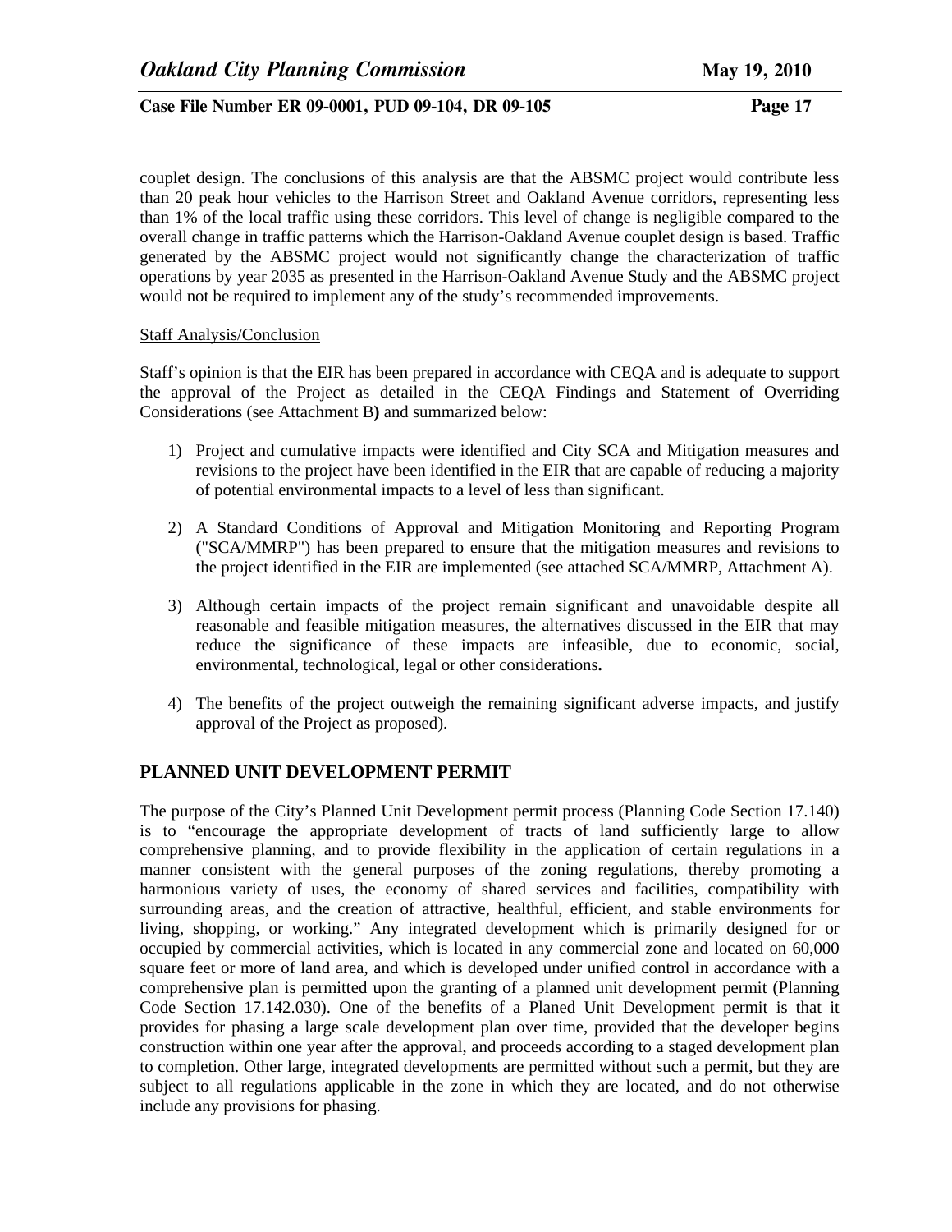couplet design. The conclusions of this analysis are that the ABSMC project would contribute less than 20 peak hour vehicles to the Harrison Street and Oakland Avenue corridors, representing less than 1% of the local traffic using these corridors. This level of change is negligible compared to the overall change in traffic patterns which the Harrison-Oakland Avenue couplet design is based. Traffic generated by the ABSMC project would not significantly change the characterization of traffic operations by year 2035 as presented in the Harrison-Oakland Avenue Study and the ABSMC project would not be required to implement any of the study's recommended improvements.

Staff Analysis/Conclusion

Staff's opinion is that the EIR has been prepared in accordance with CEQA and is adequate to support the approval of the Project as detailed in the CEQA Findings and Statement of Overriding Considerations (see Attachment B**)** and summarized below:

1) Project and cumulative impacts were identified and City SCA and Mitigation measures and revisions to the project have been identified in the EIR that are capable of reducing a majority of potential environmental impacts to a level of less than significant.

2) A Standard Conditions of Approval and Mitigation Monitoring and Reporting Program ("SCA/MMRP") has been prepared to ensure that the mitigation measures and revisions to the project identified in the EIR are implemented (see attached SCA/MMRP, Attachment A).

3) Although certain impacts of the project remain significant and unavoidable despite all reasonable and feasible mitigation measures, the alternatives discussed in the EIR that may reduce the significance of these impacts are infeasible, due to economic, social, environmental, technological, legal or other considerations**.**

4) The benefits of the project outweigh the remaining significant adverse impacts, and justify approval of the Project as proposed).

## PLANNED UNIT DEVELOPMENT PERMIT

The purpose of the City's Planned Unit Development permit process (Planning Code Section 17.140) is to "encourage the appropriate development of tracts of land sufficiently large to allow comprehensive planning, and to provide flexibility in the application of certain regulations in a manner consistent with the general purposes of the zoning regulations, thereby promoting a harmonious variety of uses, the economy of shared services and facilities, compatibility with surrounding areas, and the creation of attractive, healthful, efficient, and stable environments for living, shopping, or working." Any integrated development which is primarily designed for or occupied by commercial activities, which is located in any commercial zone and located on 60,000 square feet or more of land area, and which is developed under unified control in accordance with a comprehensive plan is permitted upon the granting of a planned unit development permit (Planning Code Section 17.142.030). One of the benefits of a Planed Unit Development permit is that it provides for phasing a large scale development plan over time, provided that the developer begins construction within one year after the approval, and proceeds according to a staged development plan to completion. Other large, integrated developments are permitted without such a permit, but they are subject to all regulations applicable in the zone in which they are located, and do not otherwise include any provisions for phasing.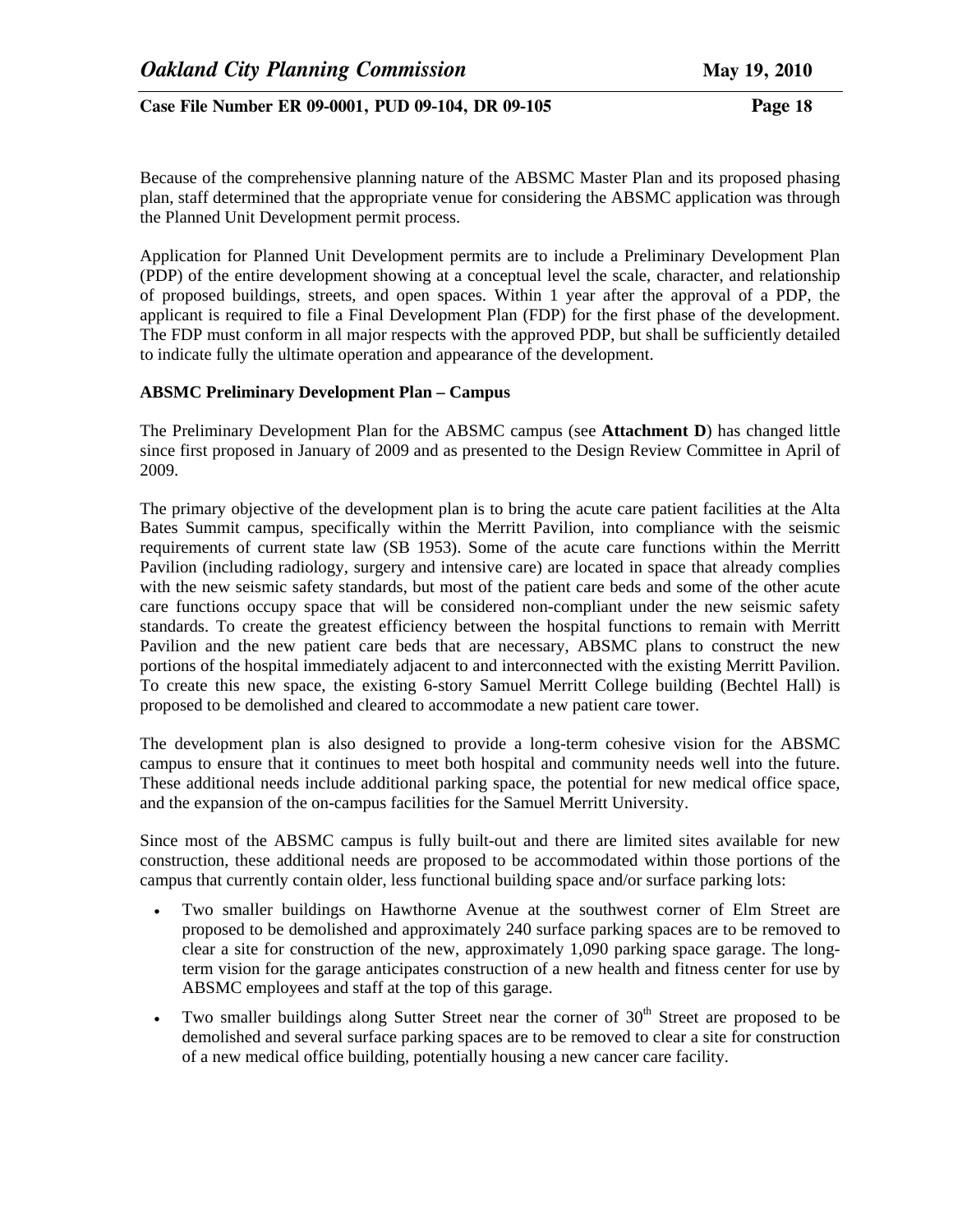Because of the comprehensive planning nature of the ABSMC Master Plan and its proposed phasing plan, staff determined that the appropriate venue for considering the ABSMC application was through the Planned Unit Development permit process.

Application for Planned Unit Development permits are to include a Preliminary Development Plan (PDP) of the entire development showing at a conceptual level the scale, character, and relationship of proposed buildings, streets, and open spaces. Within 1 year after the approval of a PDP, the applicant is required to file a Final Development Plan (FDP) for the first phase of the development. The FDP must conform in all major respects with the approved PDP, but shall be sufficiently detailed to indicate fully the ultimate operation and appearance of the development.

**ABSMC Preliminary Development Plan – Campus**

The Preliminary Development Plan for the ABSMC campus (see **Attachment D**) has changed little since first proposed in January of 2009 and as presented to the Design Review Committee in April of 2009.

The primary objective of the development plan is to bring the acute care patient facilities at the Alta Bates Summit campus, specifically within the Merritt Pavilion, into compliance with the seismic requirements of current state law (SB 1953). Some of the acute care functions within the Merritt Pavilion (including radiology, surgery and intensive care) are located in space that already complies with the new seismic safety standards, but most of the patient care beds and some of the other acute care functions occupy space that will be considered non-compliant under the new seismic safety standards. To create the greatest efficiency between the hospital functions to remain with Merritt Pavilion and the new patient care beds that are necessary, ABSMC plans to construct the new portions of the hospital immediately adjacent to and interconnected with the existing Merritt Pavilion. To create this new space, the existing 6-story Samuel Merritt College building (Bechtel Hall) is proposed to be demolished and cleared to accommodate a new patient care tower.

The development plan is also designed to provide a long-term cohesive vision for the ABSMC campus to ensure that it continues to meet both hospital and community needs well into the future. These additional needs include additional parking space, the potential for new medical office space, and the expansion of the on-campus facilities for the Samuel Merritt University.

Since most of the ABSMC campus is fully built-out and there are limited sites available for new construction, these additional needs are proposed to be accommodated within those portions of the campus that currently contain older, less functional building space and/or surface parking lots:

- Two smaller buildings on Hawthorne Avenue at the southwest corner of Elm Street are proposed to be demolished and approximately 240 surface parking spaces are to be removed to clear a site for construction of the new, approximately 1,090 parking space garage. The long-term vision for the garage anticipates construction of a new health and fitness center for use by ABSMC employees and staff at the top of this garage.
- Two smaller buildings along Sutter Street near the corner of 30th Street are proposed to be demolished and several surface parking spaces are to be removed to clear a site for construction of a new medical office building, potentially housing a new cancer care facility.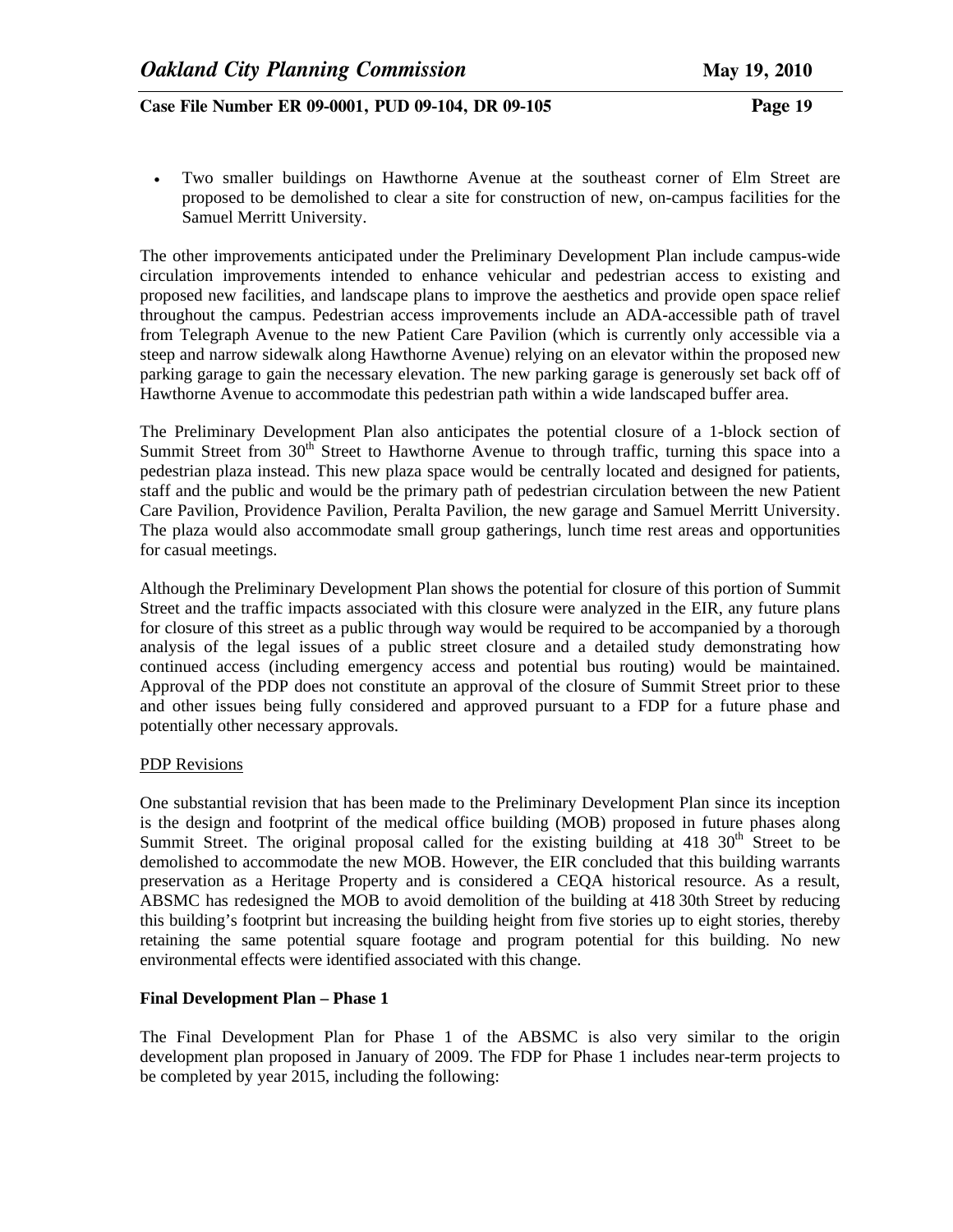- Two smaller buildings on Hawthorne Avenue at the southeast corner of Elm Street are proposed to be demolished to clear a site for construction of new, on-campus facilities for the Samuel Merritt University.

The other improvements anticipated under the Preliminary Development Plan include campus-wide circulation improvements intended to enhance vehicular and pedestrian access to existing and proposed new facilities, and landscape plans to improve the aesthetics and provide open space relief throughout the campus. Pedestrian access improvements include an ADA-accessible path of travel from Telegraph Avenue to the new Patient Care Pavilion (which is currently only accessible via a steep and narrow sidewalk along Hawthorne Avenue) relying on an elevator within the proposed new parking garage to gain the necessary elevation. The new parking garage is generously set back off of Hawthorne Avenue to accommodate this pedestrian path within a wide landscaped buffer area.

The Preliminary Development Plan also anticipates the potential closure of a 1-block section of Summit Street from 30th Street to Hawthorne Avenue to through traffic, turning this space into a pedestrian plaza instead. This new plaza space would be centrally located and designed for patients, staff and the public and would be the primary path of pedestrian circulation between the new Patient Care Pavilion, Providence Pavilion, Peralta Pavilion, the new garage and Samuel Merritt University. The plaza would also accommodate small group gatherings, lunch time rest areas and opportunities for casual meetings.

Although the Preliminary Development Plan shows the potential for closure of this portion of Summit Street and the traffic impacts associated with this closure were analyzed in the EIR, any future plans for closure of this street as a public through way would be required to be accompanied by a thorough analysis of the legal issues of a public street closure and a detailed study demonstrating how continued access (including emergency access and potential bus routing) would be maintained. Approval of the PDP does not constitute an approval of the closure of Summit Street prior to these and other issues being fully considered and approved pursuant to a FDP for a future phase and potentially other necessary approvals.

PDP Revisions

One substantial revision that has been made to the Preliminary Development Plan since its inception is the design and footprint of the medical office building (MOB) proposed in future phases along Summit Street. The original proposal called for the existing building at 418 30th Street to be demolished to accommodate the new MOB. However, the EIR concluded that this building warrants preservation as a Heritage Property and is considered a CEQA historical resource. As a result, ABSMC has redesigned the MOB to avoid demolition of the building at 418 30th Street by reducing this building's footprint but increasing the building height from five stories up to eight stories, thereby retaining the same potential square footage and program potential for this building. No new environmental effects were identified associated with this change.

**Final Development Plan – Phase 1**

The Final Development Plan for Phase 1 of the ABSMC is also very similar to the origin development plan proposed in January of 2009. The FDP for Phase 1 includes near-term projects to be completed by year 2015, including the following: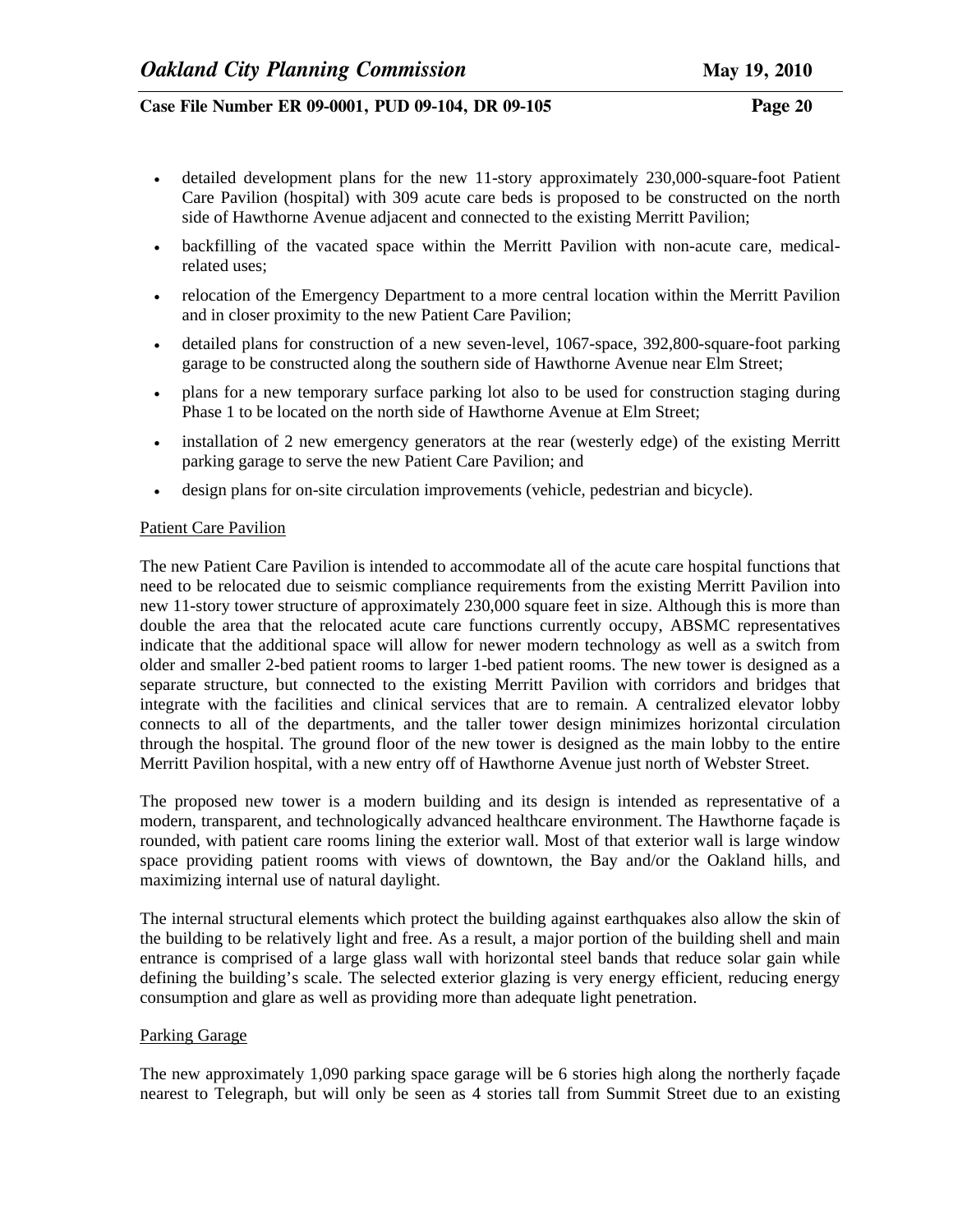- detailed development plans for the new 11-story approximately 230,000-square-foot Patient Care Pavilion (hospital) with 309 acute care beds is proposed to be constructed on the north side of Hawthorne Avenue adjacent and connected to the existing Merritt Pavilion;
- backfilling of the vacated space within the Merritt Pavilion with non-acute care, medical-related uses;
- relocation of the Emergency Department to a more central location within the Merritt Pavilion and in closer proximity to the new Patient Care Pavilion;
- detailed plans for construction of a new seven-level, 1067-space, 392,800-square-foot parking garage to be constructed along the southern side of Hawthorne Avenue near Elm Street;
- plans for a new temporary surface parking lot also to be used for construction staging during Phase 1 to be located on the north side of Hawthorne Avenue at Elm Street;
- installation of 2 new emergency generators at the rear (westerly edge) of the existing Merritt parking garage to serve the new Patient Care Pavilion; and
- design plans for on-site circulation improvements (vehicle, pedestrian and bicycle).

Patient Care Pavilion

The new Patient Care Pavilion is intended to accommodate all of the acute care hospital functions that need to be relocated due to seismic compliance requirements from the existing Merritt Pavilion into new 11-story tower structure of approximately 230,000 square feet in size. Although this is more than double the area that the relocated acute care functions currently occupy, ABSMC representatives indicate that the additional space will allow for newer modern technology as well as a switch from older and smaller 2-bed patient rooms to larger 1-bed patient rooms. The new tower is designed as a separate structure, but connected to the existing Merritt Pavilion with corridors and bridges that integrate with the facilities and clinical services that are to remain. A centralized elevator lobby connects to all of the departments, and the taller tower design minimizes horizontal circulation through the hospital. The ground floor of the new tower is designed as the main lobby to the entire Merritt Pavilion hospital, with a new entry off of Hawthorne Avenue just north of Webster Street.

The proposed new tower is a modern building and its design is intended as representative of a modern, transparent, and technologically advanced healthcare environment. The Hawthorne façade is rounded, with patient care rooms lining the exterior wall. Most of that exterior wall is large window space providing patient rooms with views of downtown, the Bay and/or the Oakland hills, and maximizing internal use of natural daylight.

The internal structural elements which protect the building against earthquakes also allow the skin of the building to be relatively light and free. As a result, a major portion of the building shell and main entrance is comprised of a large glass wall with horizontal steel bands that reduce solar gain while defining the building's scale. The selected exterior glazing is very energy efficient, reducing energy consumption and glare as well as providing more than adequate light penetration.

Parking Garage

The new approximately 1,090 parking space garage will be 6 stories high along the northerly façade nearest to Telegraph, but will only be seen as 4 stories tall from Summit Street due to an existing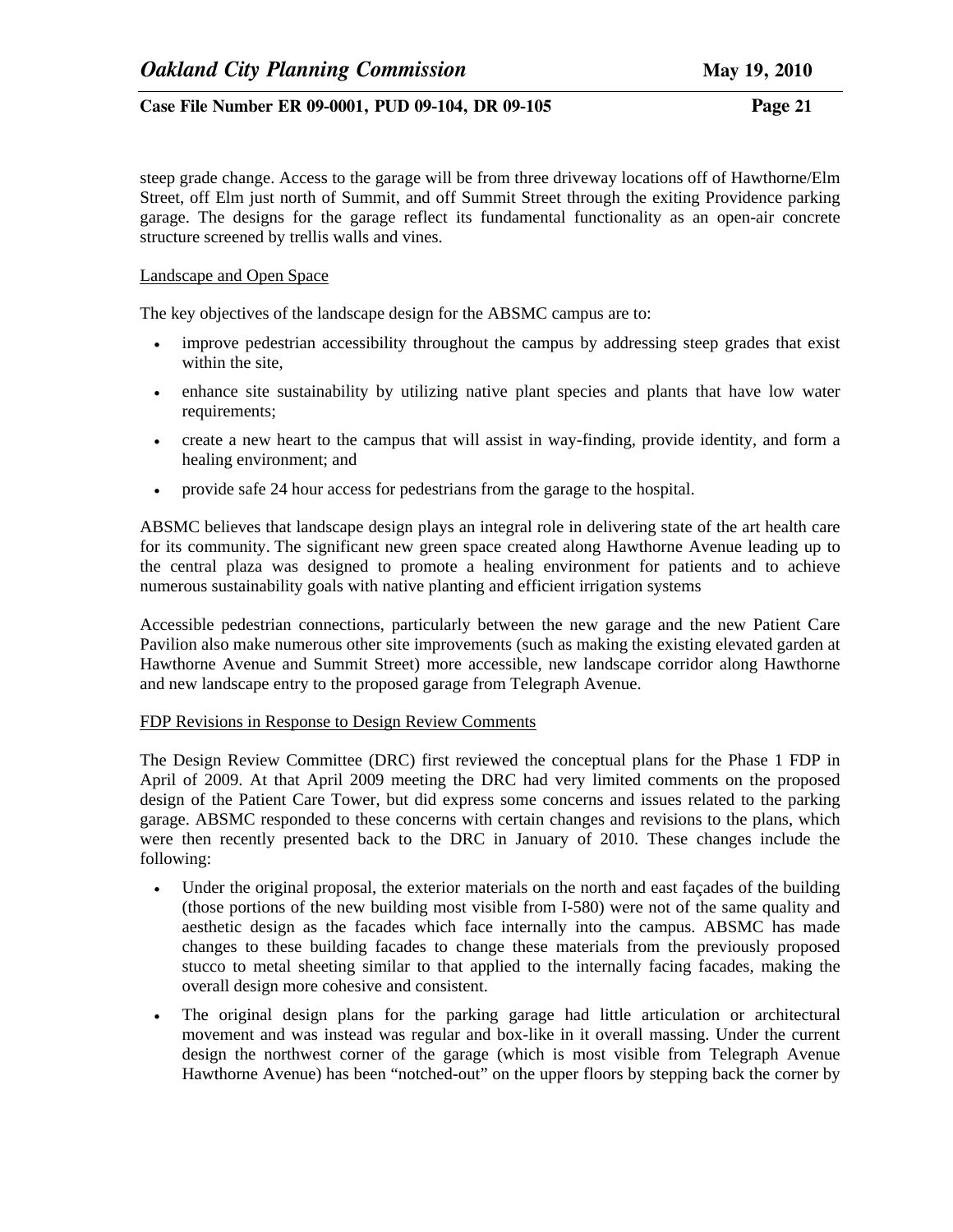steep grade change. Access to the garage will be from three driveway locations off of Hawthorne/Elm Street, off Elm just north of Summit, and off Summit Street through the exiting Providence parking garage. The designs for the garage reflect its fundamental functionality as an open-air concrete structure screened by trellis walls and vines.

Landscape and Open Space

The key objectives of the landscape design for the ABSMC campus are to:

- improve pedestrian accessibility throughout the campus by addressing steep grades that exist within the site,
- enhance site sustainability by utilizing native plant species and plants that have low water requirements;
- create a new heart to the campus that will assist in way-finding, provide identity, and form a healing environment; and
- provide safe 24 hour access for pedestrians from the garage to the hospital.

ABSMC believes that landscape design plays an integral role in delivering state of the art health care for its community. The significant new green space created along Hawthorne Avenue leading up to the central plaza was designed to promote a healing environment for patients and to achieve numerous sustainability goals with native planting and efficient irrigation systems

Accessible pedestrian connections, particularly between the new garage and the new Patient Care Pavilion also make numerous other site improvements (such as making the existing elevated garden at Hawthorne Avenue and Summit Street) more accessible, new landscape corridor along Hawthorne and new landscape entry to the proposed garage from Telegraph Avenue.

FDP Revisions in Response to Design Review Comments

The Design Review Committee (DRC) first reviewed the conceptual plans for the Phase 1 FDP in April of 2009. At that April 2009 meeting the DRC had very limited comments on the proposed design of the Patient Care Tower, but did express some concerns and issues related to the parking garage. ABSMC responded to these concerns with certain changes and revisions to the plans, which were then recently presented back to the DRC in January of 2010. These changes include the following:

- Under the original proposal, the exterior materials on the north and east façades of the building (those portions of the new building most visible from I-580) were not of the same quality and aesthetic design as the facades which face internally into the campus. ABSMC has made changes to these building facades to change these materials from the previously proposed stucco to metal sheeting similar to that applied to the internally facing facades, making the overall design more cohesive and consistent.
- The original design plans for the parking garage had little articulation or architectural movement and was instead was regular and box-like in it overall massing. Under the current design the northwest corner of the garage (which is most visible from Telegraph Avenue Hawthorne Avenue) has been "notched-out" on the upper floors by stepping back the corner by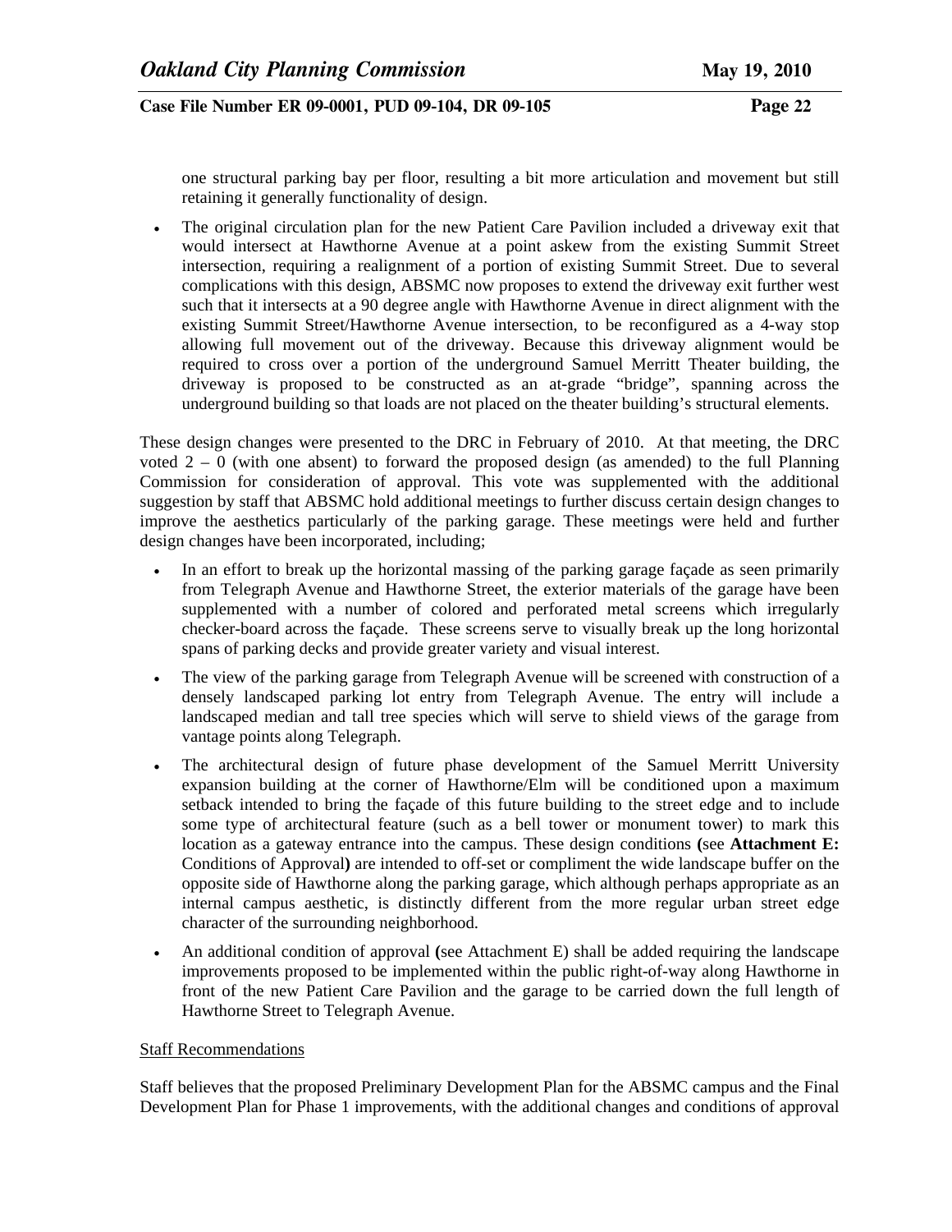one structural parking bay per floor, resulting a bit more articulation and movement but still retaining it generally functionality of design.

- The original circulation plan for the new Patient Care Pavilion included a driveway exit that would intersect at Hawthorne Avenue at a point askew from the existing Summit Street intersection, requiring a realignment of a portion of existing Summit Street. Due to several complications with this design, ABSMC now proposes to extend the driveway exit further west such that it intersects at a 90 degree angle with Hawthorne Avenue in direct alignment with the existing Summit Street/Hawthorne Avenue intersection, to be reconfigured as a 4-way stop allowing full movement out of the driveway. Because this driveway alignment would be required to cross over a portion of the underground Samuel Merritt Theater building, the driveway is proposed to be constructed as an at-grade "bridge", spanning across the underground building so that loads are not placed on the theater building's structural elements.

These design changes were presented to the DRC in February of 2010. At that meeting, the DRC voted 2 – 0 (with one absent) to forward the proposed design (as amended) to the full Planning Commission for consideration of approval. This vote was supplemented with the additional suggestion by staff that ABSMC hold additional meetings to further discuss certain design changes to improve the aesthetics particularly of the parking garage. These meetings were held and further design changes have been incorporated, including;

- In an effort to break up the horizontal massing of the parking garage façade as seen primarily from Telegraph Avenue and Hawthorne Street, the exterior materials of the garage have been supplemented with a number of colored and perforated metal screens which irregularly checker-board across the façade. These screens serve to visually break up the long horizontal spans of parking decks and provide greater variety and visual interest.
- The view of the parking garage from Telegraph Avenue will be screened with construction of a densely landscaped parking lot entry from Telegraph Avenue. The entry will include a landscaped median and tall tree species which will serve to shield views of the garage from vantage points along Telegraph.
- The architectural design of future phase development of the Samuel Merritt University expansion building at the corner of Hawthorne/Elm will be conditioned upon a maximum setback intended to bring the façade of this future building to the street edge and to include some type of architectural feature (such as a bell tower or monument tower) to mark this location as a gateway entrance into the campus. These design conditions **(**see **Attachment E:** Conditions of Approval**)** are intended to off-set or compliment the wide landscape buffer on the opposite side of Hawthorne along the parking garage, which although perhaps appropriate as an internal campus aesthetic, is distinctly different from the more regular urban street edge character of the surrounding neighborhood.
- An additional condition of approval **(**see Attachment E) shall be added requiring the landscape improvements proposed to be implemented within the public right-of-way along Hawthorne in front of the new Patient Care Pavilion and the garage to be carried down the full length of Hawthorne Street to Telegraph Avenue.

<u>Staff Recommendations</u>

Staff believes that the proposed Preliminary Development Plan for the ABSMC campus and the Final Development Plan for Phase 1 improvements, with the additional changes and conditions of approval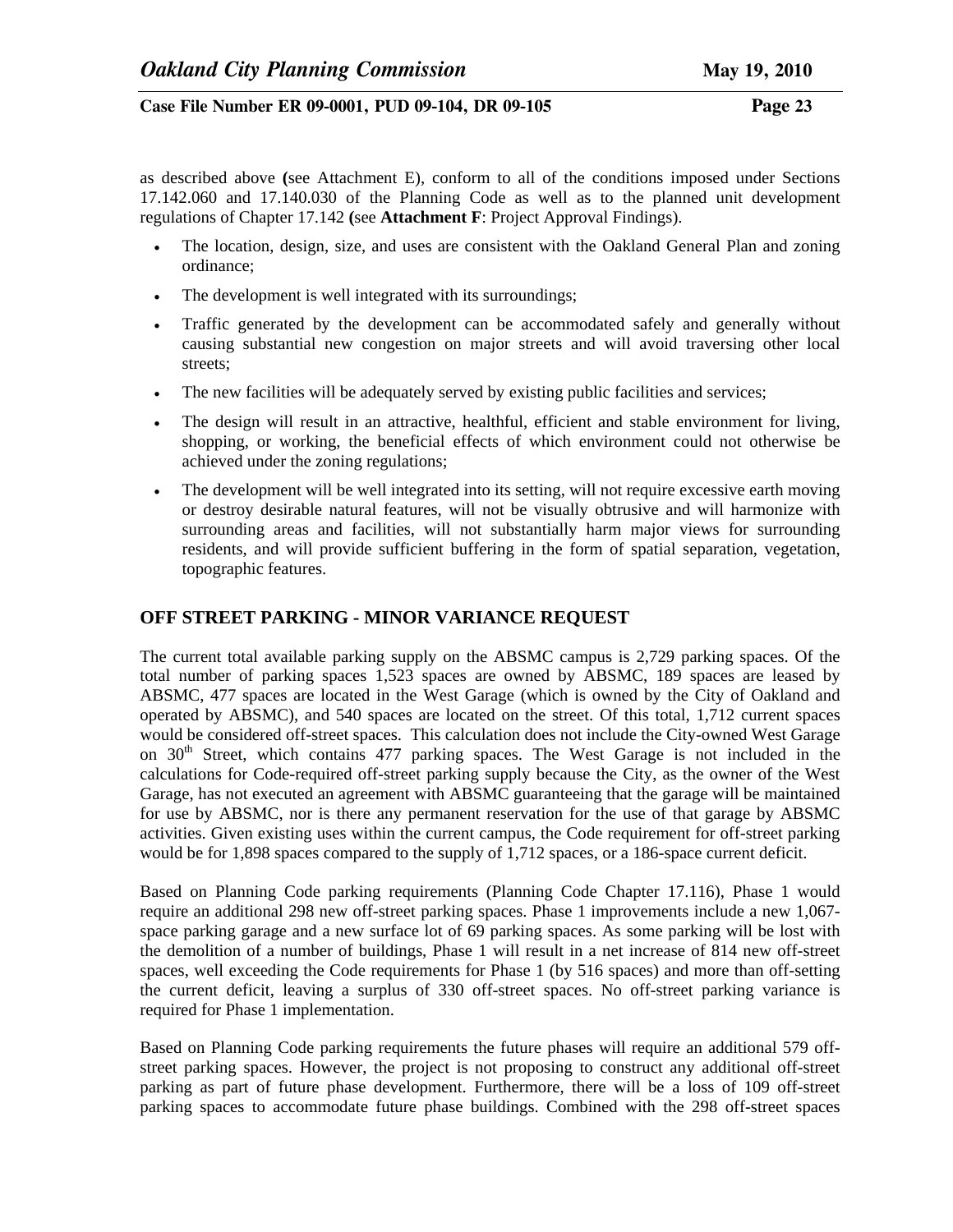as described above **(**see Attachment E), conform to all of the conditions imposed under Sections 17.142.060 and 17.140.030 of the Planning Code as well as to the planned unit development regulations of Chapter 17.142 **(**see **Attachment F**: Project Approval Findings).

- The location, design, size, and uses are consistent with the Oakland General Plan and zoning ordinance;
- The development is well integrated with its surroundings;
- Traffic generated by the development can be accommodated safely and generally without causing substantial new congestion on major streets and will avoid traversing other local streets;
- The new facilities will be adequately served by existing public facilities and services;
- The design will result in an attractive, healthful, efficient and stable environment for living, shopping, or working, the beneficial effects of which environment could not otherwise be achieved under the zoning regulations;
- The development will be well integrated into its setting, will not require excessive earth moving or destroy desirable natural features, will not be visually obtrusive and will harmonize with surrounding areas and facilities, will not substantially harm major views for surrounding residents, and will provide sufficient buffering in the form of spatial separation, vegetation, topographic features.

## OFF STREET PARKING - MINOR VARIANCE REQUEST

The current total available parking supply on the ABSMC campus is 2,729 parking spaces. Of the total number of parking spaces 1,523 spaces are owned by ABSMC, 189 spaces are leased by ABSMC, 477 spaces are located in the West Garage (which is owned by the City of Oakland and operated by ABSMC), and 540 spaces are located on the street. Of this total, 1,712 current spaces would be considered off-street spaces. This calculation does not include the City-owned West Garage on 30th Street, which contains 477 parking spaces. The West Garage is not included in the calculations for Code-required off-street parking supply because the City, as the owner of the West Garage, has not executed an agreement with ABSMC guaranteeing that the garage will be maintained for use by ABSMC, nor is there any permanent reservation for the use of that garage by ABSMC activities. Given existing uses within the current campus, the Code requirement for off-street parking would be for 1,898 spaces compared to the supply of 1,712 spaces, or a 186-space current deficit.

Based on Planning Code parking requirements (Planning Code Chapter 17.116), Phase 1 would require an additional 298 new off-street parking spaces. Phase 1 improvements include a new 1,067-space parking garage and a new surface lot of 69 parking spaces. As some parking will be lost with the demolition of a number of buildings, Phase 1 will result in a net increase of 814 new off-street spaces, well exceeding the Code requirements for Phase 1 (by 516 spaces) and more than off-setting the current deficit, leaving a surplus of 330 off-street spaces. No off-street parking variance is required for Phase 1 implementation.

Based on Planning Code parking requirements the future phases will require an additional 579 off-street parking spaces. However, the project is not proposing to construct any additional off-street parking as part of future phase development. Furthermore, there will be a loss of 109 off-street parking spaces to accommodate future phase buildings. Combined with the 298 off-street spaces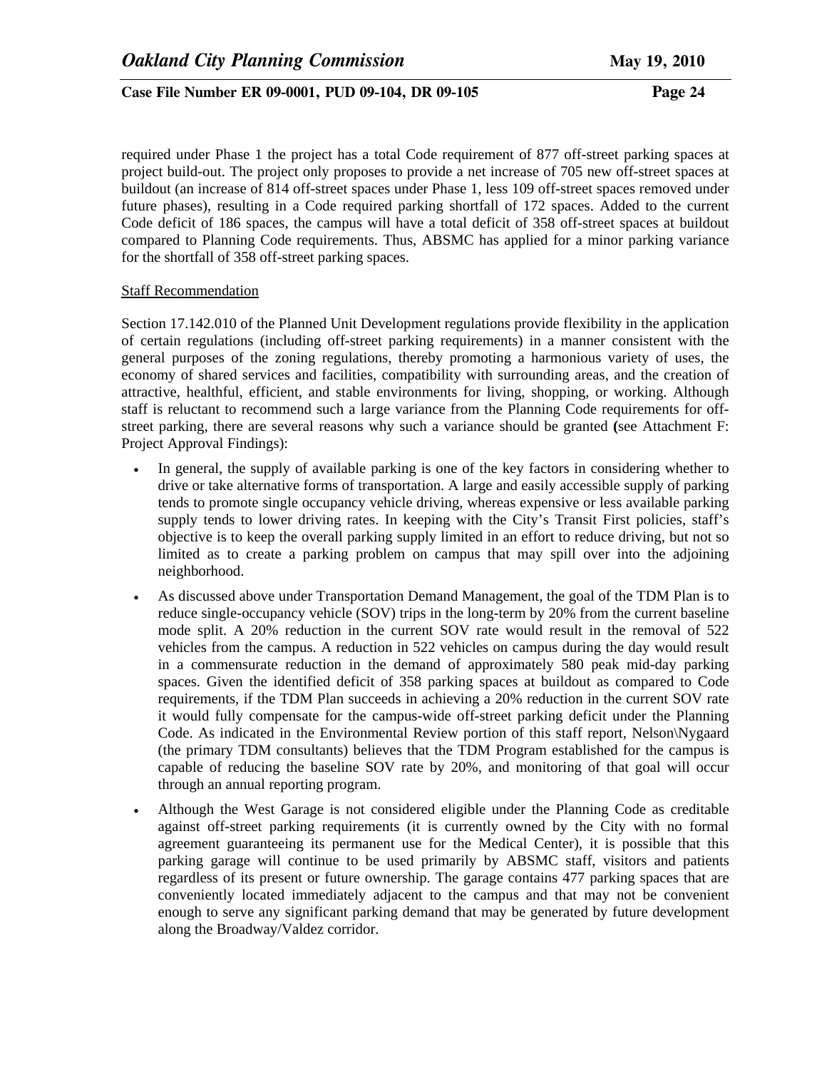required under Phase 1 the project has a total Code requirement of 877 off-street parking spaces at project build-out. The project only proposes to provide a net increase of 705 new off-street spaces at buildout (an increase of 814 off-street spaces under Phase 1, less 109 off-street spaces removed under future phases), resulting in a Code required parking shortfall of 172 spaces. Added to the current Code deficit of 186 spaces, the campus will have a total deficit of 358 off-street spaces at buildout compared to Planning Code requirements. Thus, ABSMC has applied for a minor parking variance for the shortfall of 358 off-street parking spaces.

Staff Recommendation

Section 17.142.010 of the Planned Unit Development regulations provide flexibility in the application of certain regulations (including off-street parking requirements) in a manner consistent with the general purposes of the zoning regulations, thereby promoting a harmonious variety of uses, the economy of shared services and facilities, compatibility with surrounding areas, and the creation of attractive, healthful, efficient, and stable environments for living, shopping, or working. Although staff is reluctant to recommend such a large variance from the Planning Code requirements for off-street parking, there are several reasons why such a variance should be granted (see Attachment F: Project Approval Findings):

- In general, the supply of available parking is one of the key factors in considering whether to drive or take alternative forms of transportation. A large and easily accessible supply of parking tends to promote single occupancy vehicle driving, whereas expensive or less available parking supply tends to lower driving rates. In keeping with the City's Transit First policies, staff's objective is to keep the overall parking supply limited in an effort to reduce driving, but not so limited as to create a parking problem on campus that may spill over into the adjoining neighborhood.
- As discussed above under Transportation Demand Management, the goal of the TDM Plan is to reduce single-occupancy vehicle (SOV) trips in the long-term by 20% from the current baseline mode split. A 20% reduction in the current SOV rate would result in the removal of 522 vehicles from the campus. A reduction in 522 vehicles on campus during the day would result in a commensurate reduction in the demand of approximately 580 peak mid-day parking spaces. Given the identified deficit of 358 parking spaces at buildout as compared to Code requirements, if the TDM Plan succeeds in achieving a 20% reduction in the current SOV rate it would fully compensate for the campus-wide off-street parking deficit under the Planning Code. As indicated in the Environmental Review portion of this staff report, Nelson\Nygaard (the primary TDM consultants) believes that the TDM Program established for the campus is capable of reducing the baseline SOV rate by 20%, and monitoring of that goal will occur through an annual reporting program.
- Although the West Garage is not considered eligible under the Planning Code as creditable against off-street parking requirements (it is currently owned by the City with no formal agreement guaranteeing its permanent use for the Medical Center), it is possible that this parking garage will continue to be used primarily by ABSMC staff, visitors and patients regardless of its present or future ownership. The garage contains 477 parking spaces that are conveniently located immediately adjacent to the campus and that may not be convenient enough to serve any significant parking demand that may be generated by future development along the Broadway/Valdez corridor.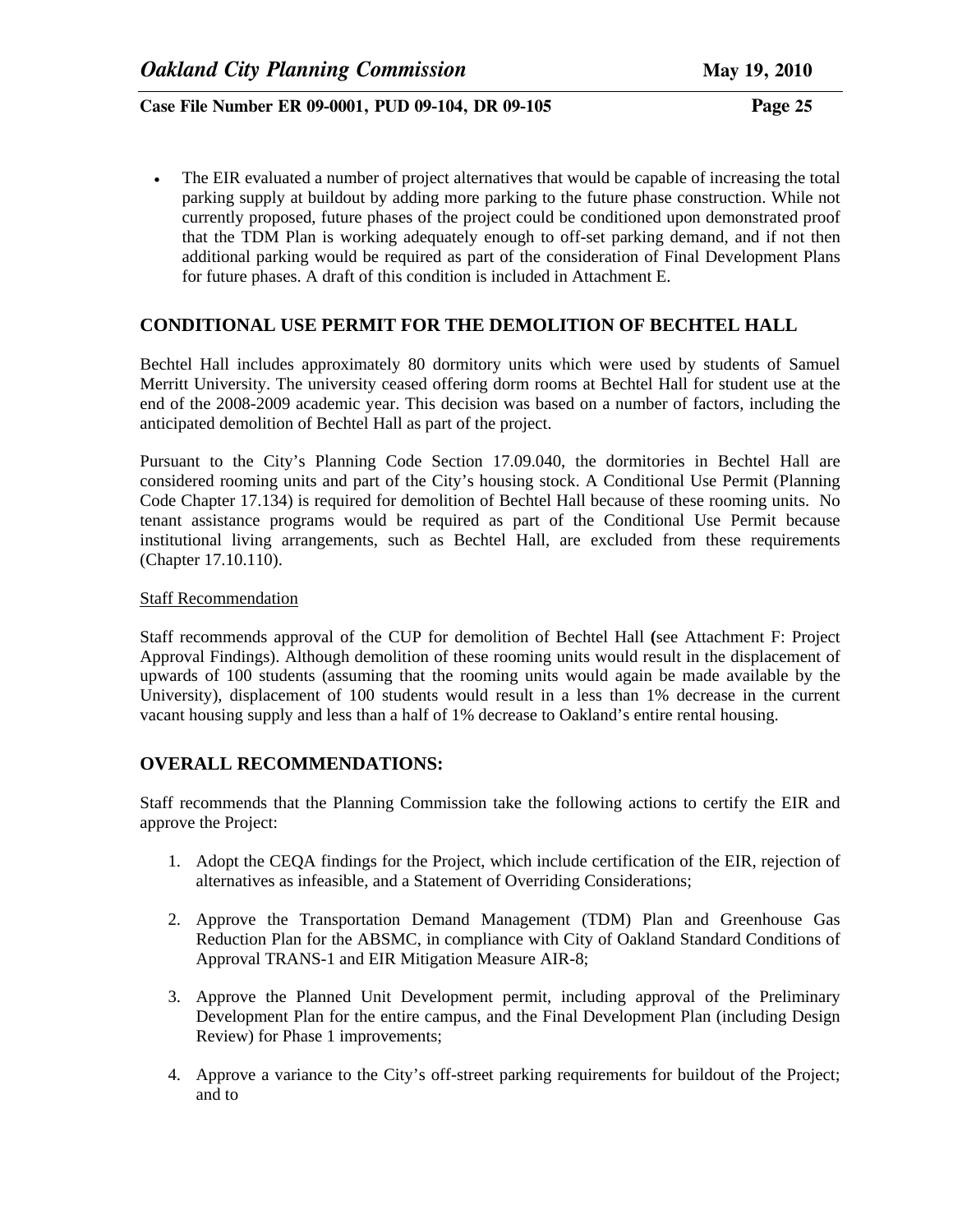- The EIR evaluated a number of project alternatives that would be capable of increasing the total parking supply at buildout by adding more parking to the future phase construction. While not currently proposed, future phases of the project could be conditioned upon demonstrated proof that the TDM Plan is working adequately enough to off-set parking demand, and if not then additional parking would be required as part of the consideration of Final Development Plans for future phases. A draft of this condition is included in Attachment E.

## CONDITIONAL USE PERMIT FOR THE DEMOLITION OF BECHTEL HALL

Bechtel Hall includes approximately 80 dormitory units which were used by students of Samuel Merritt University. The university ceased offering dorm rooms at Bechtel Hall for student use at the end of the 2008-2009 academic year. This decision was based on a number of factors, including the anticipated demolition of Bechtel Hall as part of the project.

Pursuant to the City's Planning Code Section 17.09.040, the dormitories in Bechtel Hall are considered rooming units and part of the City's housing stock. A Conditional Use Permit (Planning Code Chapter 17.134) is required for demolition of Bechtel Hall because of these rooming units. No tenant assistance programs would be required as part of the Conditional Use Permit because institutional living arrangements, such as Bechtel Hall, are excluded from these requirements (Chapter 17.10.110).

Staff Recommendation

Staff recommends approval of the CUP for demolition of Bechtel Hall **(**see Attachment F: Project Approval Findings). Although demolition of these rooming units would result in the displacement of upwards of 100 students (assuming that the rooming units would again be made available by the University), displacement of 100 students would result in a less than 1% decrease in the current vacant housing supply and less than a half of 1% decrease to Oakland's entire rental housing.

## OVERALL RECOMMENDATIONS:

Staff recommends that the Planning Commission take the following actions to certify the EIR and approve the Project:

1. Adopt the CEQA findings for the Project, which include certification of the EIR, rejection of alternatives as infeasible, and a Statement of Overriding Considerations;
2. Approve the Transportation Demand Management (TDM) Plan and Greenhouse Gas Reduction Plan for the ABSMC, in compliance with City of Oakland Standard Conditions of Approval TRANS-1 and EIR Mitigation Measure AIR-8;
3. Approve the Planned Unit Development permit, including approval of the Preliminary Development Plan for the entire campus, and the Final Development Plan (including Design Review) for Phase 1 improvements;
4. Approve a variance to the City's off-street parking requirements for buildout of the Project; and to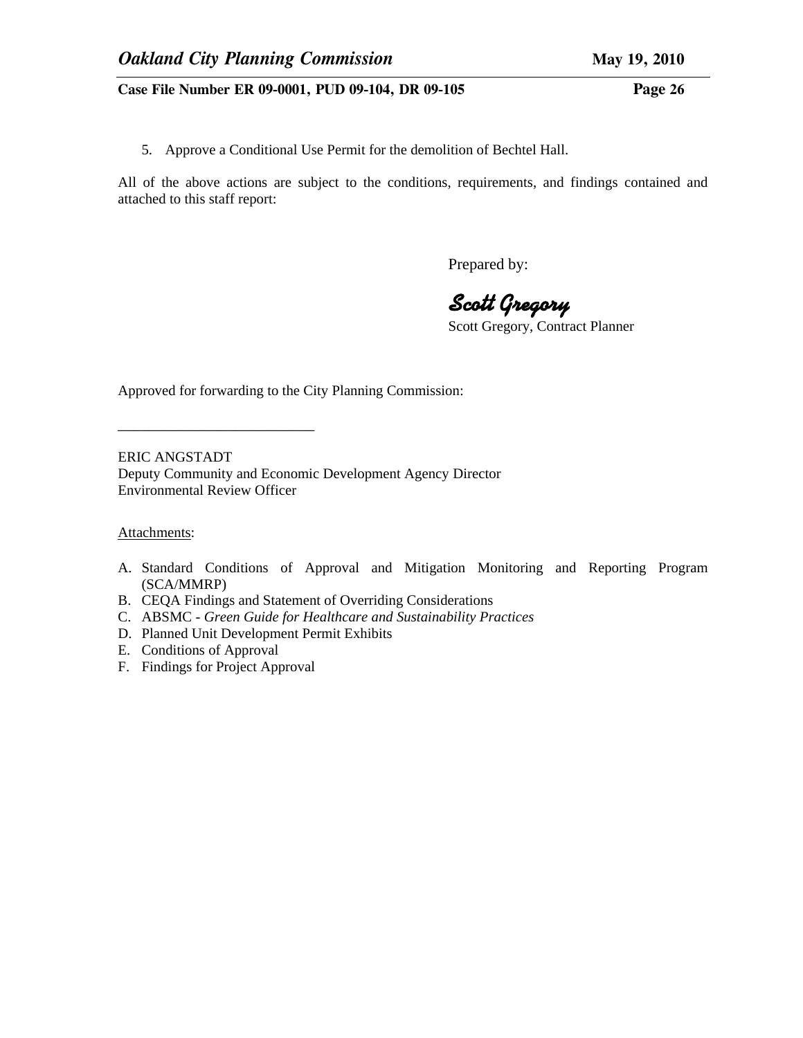5. Approve a Conditional Use Permit for the demolition of Bechtel Hall.

All of the above actions are subject to the conditions, requirements, and findings contained and attached to this staff report:

Prepared by:

*Scott Gregory*

Scott Gregory, Contract Planner

Approved for forwarding to the City Planning Commission:

\_\_\_\_\_\_\_\_\_\_\_\_\_\_\_\_\_\_\_\_\_\_\_\_\_\_

ERIC ANGSTADT
Deputy Community and Economic Development Agency Director
Environmental Review Officer

Attachments:

A. Standard Conditions of Approval and Mitigation Monitoring and Reporting Program (SCA/MMRP)
B. CEQA Findings and Statement of Overriding Considerations
C. ABSMC - *Green Guide for Healthcare and Sustainability Practices*
D. Planned Unit Development Permit Exhibits
E. Conditions of Approval
F. Findings for Project Approval